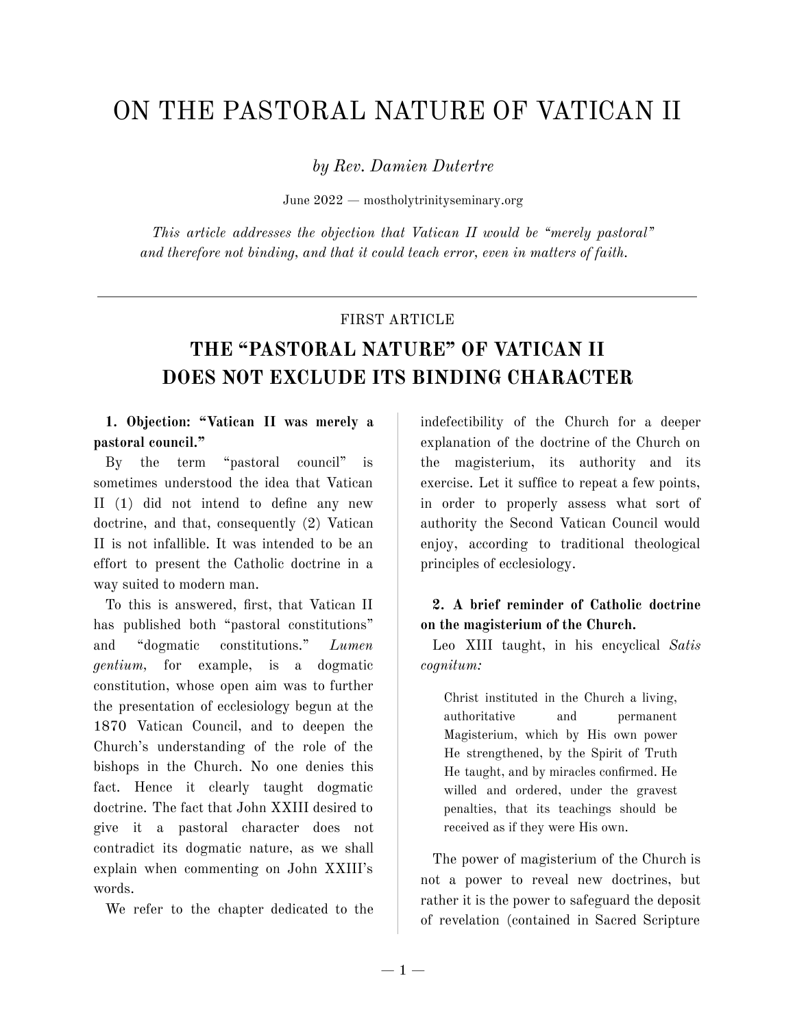# ON THE PASTORAL NATURE OF VATICAN II

*by Rev. Damien Dutertre*

June 2022 — mostholytrinityseminary.org

*This article addresses the objection that Vatican II would be "merely pastoral" and therefore not binding, and that it could teach error, even in matters of faith.*

---

FIRST ARTICLE

## THE "PASTORAL NATURE" OF VATICAN II DOES NOT EXCLUDE ITS BINDING CHARACTER

**1. Objection: "Vatican II was merely a pastoral council."**

By the term "pastoral council" is sometimes understood the idea that Vatican II (1) did not intend to define any new doctrine, and that, consequently (2) Vatican II is not infallible. It was intended to be an effort to present the Catholic doctrine in a way suited to modern man.

To this is answered, first, that Vatican II has published both "pastoral constitutions" and "dogmatic constitutions." *Lumen gentium*, for example, is a dogmatic constitution, whose open aim was to further the presentation of ecclesiology begun at the 1870 Vatican Council, and to deepen the Church's understanding of the role of the bishops in the Church. No one denies this fact. Hence it clearly taught dogmatic doctrine. The fact that John XXIII desired to give it a pastoral character does not contradict its dogmatic nature, as we shall explain when commenting on John XXIII's words.

We refer to the chapter dedicated to the indefectibility of the Church for a deeper explanation of the doctrine of the Church on the magisterium, its authority and its exercise. Let it suffice to repeat a few points, in order to properly assess what sort of authority the Second Vatican Council would enjoy, according to traditional theological principles of ecclesiology.

**2. A brief reminder of Catholic doctrine on the magisterium of the Church.**

Leo XIII taught, in his encyclical *Satis cognitum:*

> Christ instituted in the Church a living, authoritative and permanent Magisterium, which by His own power He strengthened, by the Spirit of Truth He taught, and by miracles confirmed. He willed and ordered, under the gravest penalties, that its teachings should be received as if they were His own.

The power of magisterium of the Church is not a power to reveal new doctrines, but rather it is the power to safeguard the deposit of revelation (contained in Sacred Scripture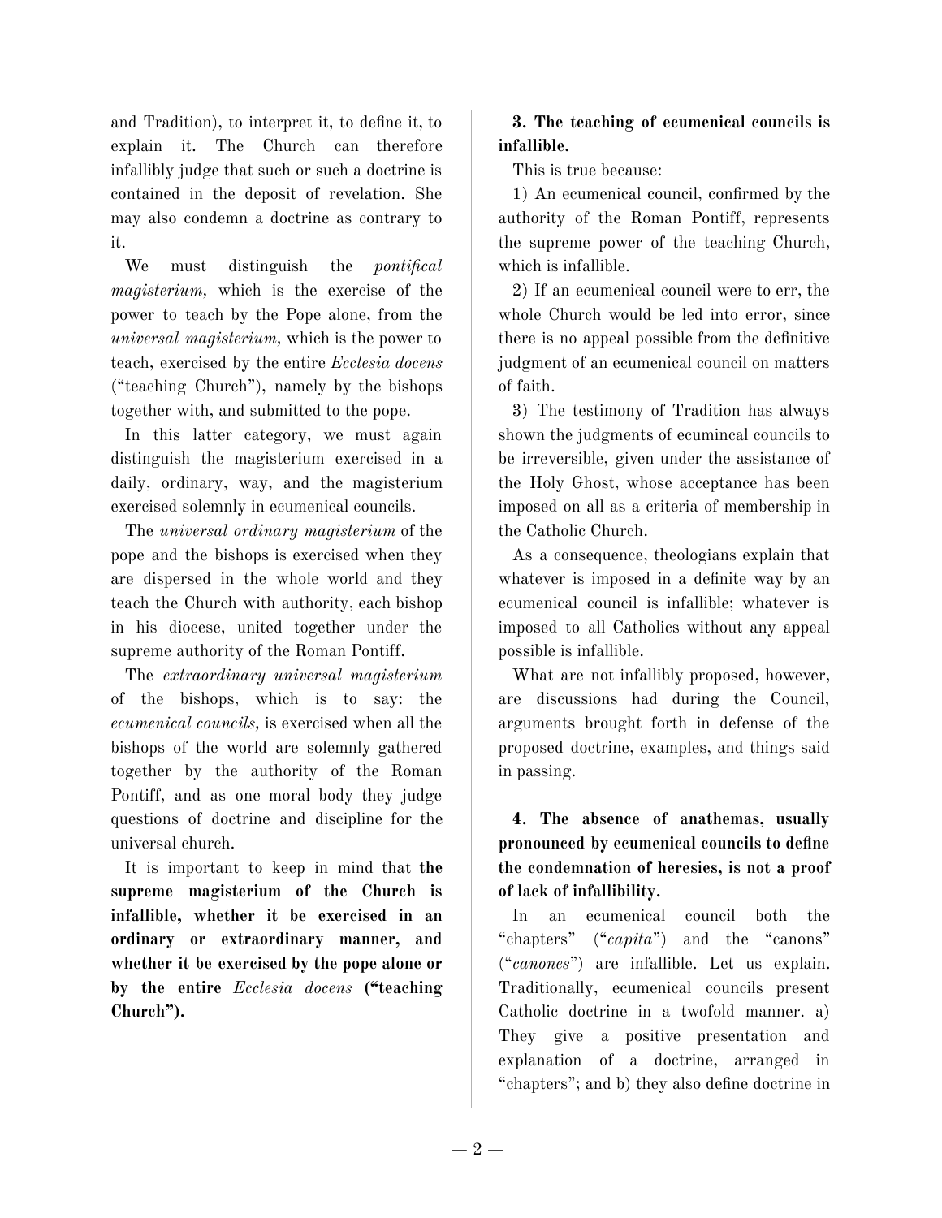and Tradition), to interpret it, to define it, to explain it. The Church can therefore infallibly judge that such or such a doctrine is contained in the deposit of revelation. She may also condemn a doctrine as contrary to it.

We must distinguish the *pontifical magisterium*, which is the exercise of the power to teach by the Pope alone, from the *universal magisterium*, which is the power to teach, exercised by the entire *Ecclesia docens* ("teaching Church"), namely by the bishops together with, and submitted to the pope.

In this latter category, we must again distinguish the magisterium exercised in a daily, ordinary, way, and the magisterium exercised solemnly in ecumenical councils.

The *universal ordinary magisterium* of the pope and the bishops is exercised when they are dispersed in the whole world and they teach the Church with authority, each bishop in his diocese, united together under the supreme authority of the Roman Pontiff.

The *extraordinary universal magisterium* of the bishops, which is to say: the *ecumenical councils*, is exercised when all the bishops of the world are solemnly gathered together by the authority of the Roman Pontiff, and as one moral body they judge questions of doctrine and discipline for the universal church.

It is important to keep in mind that **the supreme magisterium of the Church is infallible, whether it be exercised in an ordinary or extraordinary manner, and whether it be exercised by the pope alone or by the entire *Ecclesia docens* ("teaching Church").**

**3. The teaching of ecumenical councils is infallible.**

This is true because:

1) An ecumenical council, confirmed by the authority of the Roman Pontiff, represents the supreme power of the teaching Church, which is infallible.

2) If an ecumenical council were to err, the whole Church would be led into error, since there is no appeal possible from the definitive judgment of an ecumenical council on matters of faith.

3) The testimony of Tradition has always shown the judgments of ecumincal councils to be irreversible, given under the assistance of the Holy Ghost, whose acceptance has been imposed on all as a criteria of membership in the Catholic Church.

As a consequence, theologians explain that whatever is imposed in a definite way by an ecumenical council is infallible; whatever is imposed to all Catholics without any appeal possible is infallible.

What are not infallibly proposed, however, are discussions had during the Council, arguments brought forth in defense of the proposed doctrine, examples, and things said in passing.

**4. The absence of anathemas, usually pronounced by ecumenical councils to define the condemnation of heresies, is not a proof of lack of infallibility.**

In an ecumenical council both the "chapters" ("*capita*") and the "canons" ("*canones*") are infallible. Let us explain. Traditionally, ecumenical councils present Catholic doctrine in a twofold manner. a) They give a positive presentation and explanation of a doctrine, arranged in "chapters"; and b) they also define doctrine in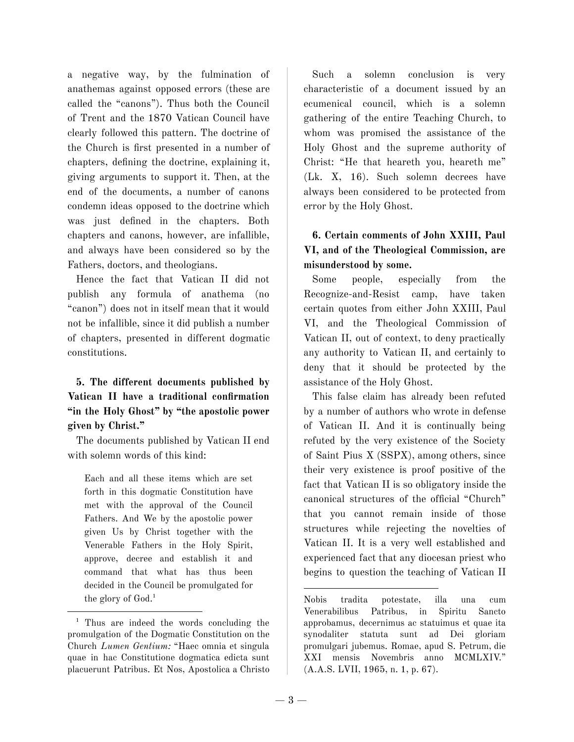a negative way, by the fulmination of anathemas against opposed errors (these are called the "canons"). Thus both the Council of Trent and the 1870 Vatican Council have clearly followed this pattern. The doctrine of the Church is first presented in a number of chapters, defining the doctrine, explaining it, giving arguments to support it. Then, at the end of the documents, a number of canons condemn ideas opposed to the doctrine which was just defined in the chapters. Both chapters and canons, however, are infallible, and always have been considered so by the Fathers, doctors, and theologians.

Hence the fact that Vatican II did not publish any formula of anathema (no "canon") does not in itself mean that it would not be infallible, since it did publish a number of chapters, presented in different dogmatic constitutions.

### 5. The different documents published by Vatican II have a traditional confirmation "in the Holy Ghost" by "the apostolic power given by Christ."

The documents published by Vatican II end with solemn words of this kind:

> Each and all these items which are set forth in this dogmatic Constitution have met with the approval of the Council Fathers. And We by the apostolic power given Us by Christ together with the Venerable Fathers in the Holy Spirit, approve, decree and establish it and command that what has thus been decided in the Council be promulgated for the glory of God.[1]

Such a solemn conclusion is very characteristic of a document issued by an ecumenical council, which is a solemn gathering of the entire Teaching Church, to whom was promised the assistance of the Holy Ghost and the supreme authority of Christ: "He that heareth you, heareth me" (Lk. X, 16). Such solemn decrees have always been considered to be protected from error by the Holy Ghost.

### 6. Certain comments of John XXIII, Paul VI, and of the Theological Commission, are misunderstood by some.

Some people, especially from the Recognize-and-Resist camp, have taken certain quotes from either John XXIII, Paul VI, and the Theological Commission of Vatican II, out of context, to deny practically any authority to Vatican II, and certainly to deny that it should be protected by the assistance of the Holy Ghost.

This false claim has already been refuted by a number of authors who wrote in defense of Vatican II. And it is continually being refuted by the very existence of the Society of Saint Pius X (SSPX), among others, since their very existence is proof positive of the fact that Vatican II is so obligatory inside the canonical structures of the official "Church" that you cannot remain inside of those structures while rejecting the novelties of Vatican II. It is a very well established and experienced fact that any diocesan priest who begins to question the teaching of Vatican II

---

[1] Thus are indeed the words concluding the promulgation of the Dogmatic Constitution on the Church *Lumen Gentium:* "Haec omnia et singula quae in hac Constitutione dogmatica edicta sunt placuerunt Patribus. Et Nos, Apostolica a Christo Nobis tradita potestate, illa una cum Venerabilibus Patribus, in Spiritu Sancto approbamus, decernimus ac statuimus et quae ita synodaliter statuta sunt ad Dei gloriam promulgari jubemus. Romae, apud S. Petrum, die XXI mensis Novembris anno MCMLXIV." (A.A.S. LVII, 1965, n. 1, p. 67).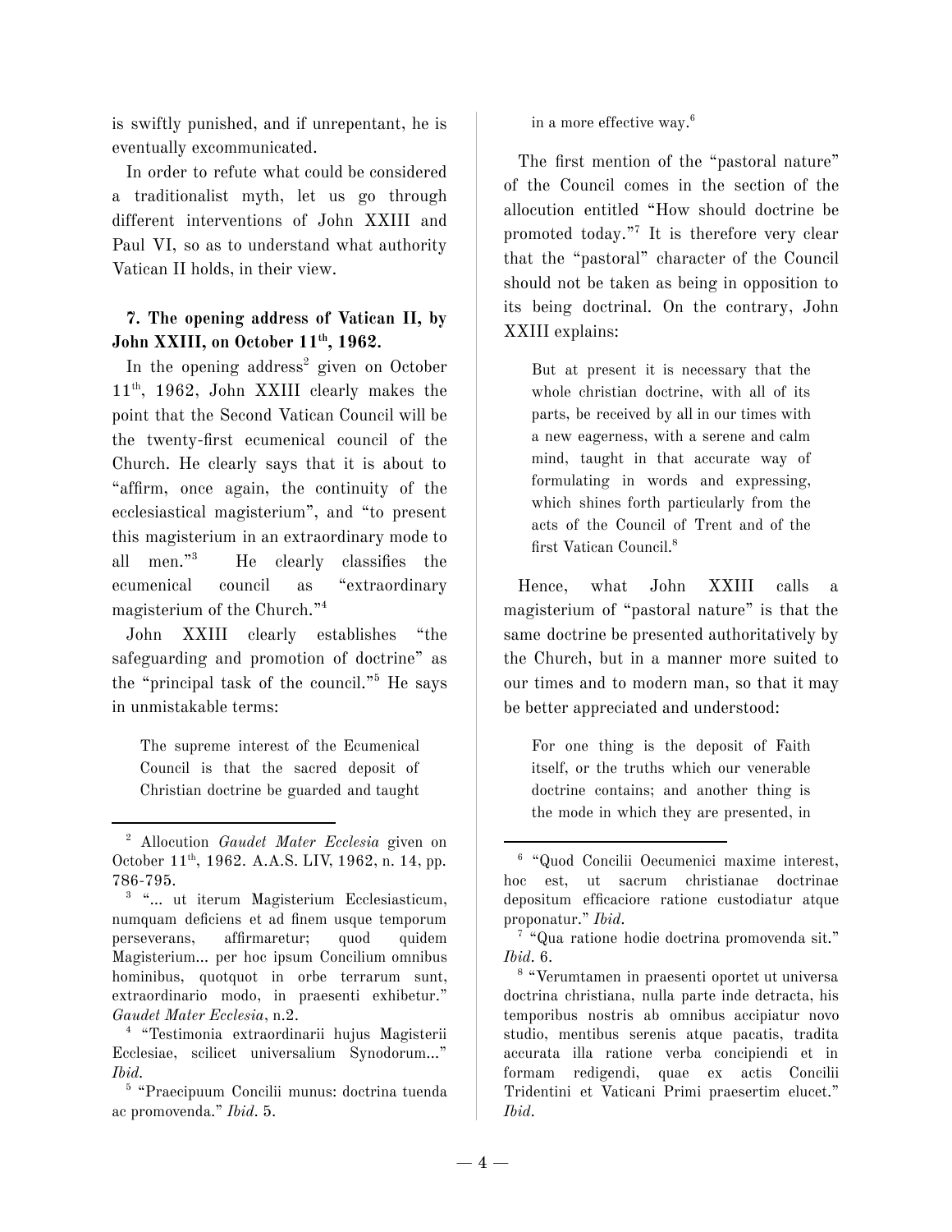is swiftly punished, and if unrepentant, he is eventually excommunicated.

In order to refute what could be considered a traditionalist myth, let us go through different interventions of John XXIII and Paul VI, so as to understand what authority Vatican II holds, in their view.

### 7. The opening address of Vatican II, by John XXIII, on October 11th, 1962.

In the opening address[2] given on October 11th, 1962, John XXIII clearly makes the point that the Second Vatican Council will be the twenty-first ecumenical council of the Church. He clearly says that it is about to "affirm, once again, the continuity of the ecclesiastical magisterium", and "to present this magisterium in an extraordinary mode to all men."[3] He clearly classifies the ecumenical council as "extraordinary magisterium of the Church."[4]

John XXIII clearly establishes "the safeguarding and promotion of doctrine" as the "principal task of the council."[5] He says in unmistakable terms:

> The supreme interest of the Ecumenical Council is that the sacred deposit of Christian doctrine be guarded and taught in a more effective way.[6]

The first mention of the "pastoral nature" of the Council comes in the section of the allocution entitled "How should doctrine be promoted today."[7] It is therefore very clear that the "pastoral" character of the Council should not be taken as being in opposition to its being doctrinal. On the contrary, John XXIII explains:

> But at present it is necessary that the whole christian doctrine, with all of its parts, be received by all in our times with a new eagerness, with a serene and calm mind, taught in that accurate way of formulating in words and expressing, which shines forth particularly from the acts of the Council of Trent and of the first Vatican Council.[8]

Hence, what John XXIII calls a magisterium of "pastoral nature" is that the same doctrine be presented authoritatively by the Church, but in a manner more suited to our times and to modern man, so that it may be better appreciated and understood:

> For one thing is the deposit of Faith itself, or the truths which our venerable doctrine contains; and another thing is the mode in which they are presented, in

---

[2] Allocution *Gaudet Mater Ecclesia* given on October 11th, 1962. A.A.S. LIV, 1962, n. 14, pp. 786-795.

[3] "... ut iterum Magisterium Ecclesiasticum, numquam deficiens et ad finem usque temporum perseverans, affirmaretur; quod quidem Magisterium... per hoc ipsum Concilium omnibus hominibus, quotquot in orbe terrarum sunt, extraordinario modo, in praesenti exhibetur." *Gaudet Mater Ecclesia*, n.2.

[4] "Testimonia extraordinarii hujus Magisterii Ecclesiae, scilicet universalium Synodorum..." *Ibid.*

[5] "Praecipuum Concilii munus: doctrina tuenda ac promovenda." *Ibid.* 5.

[6] "Quod Concilii Oecumenici maxime interest, hoc est, ut sacrum christianae doctrinae depositum efficaciore ratione custodiatur atque proponatur." *Ibid.*

[7] "Qua ratione hodie doctrina promovenda sit." *Ibid.* 6.

[8] "Verumtamen in praesenti oportet ut universa doctrina christiana, nulla parte inde detracta, his temporibus nostris ab omnibus accipiatur novo studio, mentibus serenis atque pacatis, tradita accurata illa ratione verba concipiendi et in formam redigendi, quae ex actis Concilii Tridentini et Vaticani Primi praesertim elucet." *Ibid.*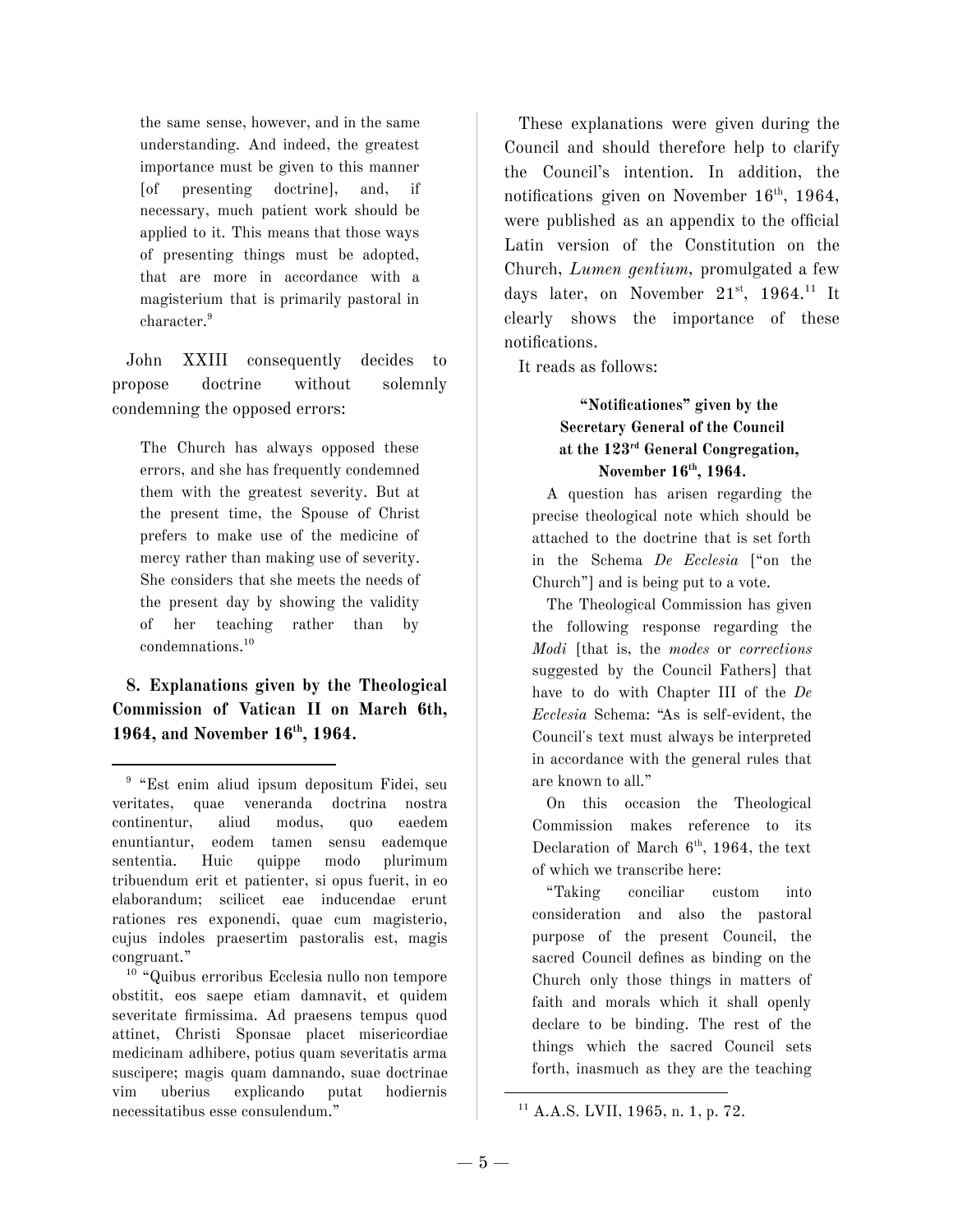> the same sense, however, and in the same understanding. And indeed, the greatest importance must be given to this manner [of presenting doctrine], and, if necessary, much patient work should be applied to it. This means that those ways of presenting things must be adopted, that are more in accordance with a magisterium that is primarily pastoral in character.[9]

John XXIII consequently decides to propose doctrine without solemnly condemning the opposed errors:

> The Church has always opposed these errors, and she has frequently condemned them with the greatest severity. But at the present time, the Spouse of Christ prefers to make use of the medicine of mercy rather than making use of severity. She considers that she meets the needs of the present day by showing the validity of her teaching rather than by condemnations.[10]

## 8. Explanations given by the Theological Commission of Vatican II on March 6th, 1964, and November 16th, 1964.

These explanations were given during the Council and should therefore help to clarify the Council's intention. In addition, the notifications given on November 16th, 1964, were published as an appendix to the official Latin version of the Constitution on the Church, *Lumen gentium*, promulgated a few days later, on November 21st, 1964.[11] It clearly shows the importance of these notifications.

It reads as follows:

> **"Notificationes" given by the Secretary General of the Council at the 123rd General Congregation, November 16th, 1964.**
>
> A question has arisen regarding the precise theological note which should be attached to the doctrine that is set forth in the Schema *De Ecclesia* ["on the Church"] and is being put to a vote.
>
> The Theological Commission has given the following response regarding the *Modi* [that is, the *modes* or *corrections* suggested by the Council Fathers] that have to do with Chapter III of the *De Ecclesia* Schema: "As is self-evident, the Council's text must always be interpreted in accordance with the general rules that are known to all."
>
> On this occasion the Theological Commission makes reference to its Declaration of March 6th, 1964, the text of which we transcribe here:
>
> "Taking conciliar custom into consideration and also the pastoral purpose of the present Council, the sacred Council defines as binding on the Church only those things in matters of faith and morals which it shall openly declare to be binding. The rest of the things which the sacred Council sets forth, inasmuch as they are the teaching

---

[9] "Est enim aliud ipsum depositum Fidei, seu veritates, quae veneranda doctrina nostra continentur, aliud modus, quo eaedem enuntiantur, eodem tamen sensu eademque sententia. Huic quippe modo plurimum tribuendum erit et patienter, si opus fuerit, in eo elaborandum; scilicet eae inducendae erunt rationes res exponendi, quae cum magisterio, cujus indoles praesertim pastoralis est, magis congruant."

[10] "Quibus erroribus Ecclesia nullo non tempore obstitit, eos saepe etiam damnavit, et quidem severitate firmissima. Ad praesens tempus quod attinet, Christi Sponsae placet misericordiae medicinam adhibere, potius quam severitatis arma suscipere; magis quam damnando, suae doctrinae vim uberius explicando putat hodiernis necessitatibus esse consulendum."

[11] A.A.S. LVII, 1965, n. 1, p. 72.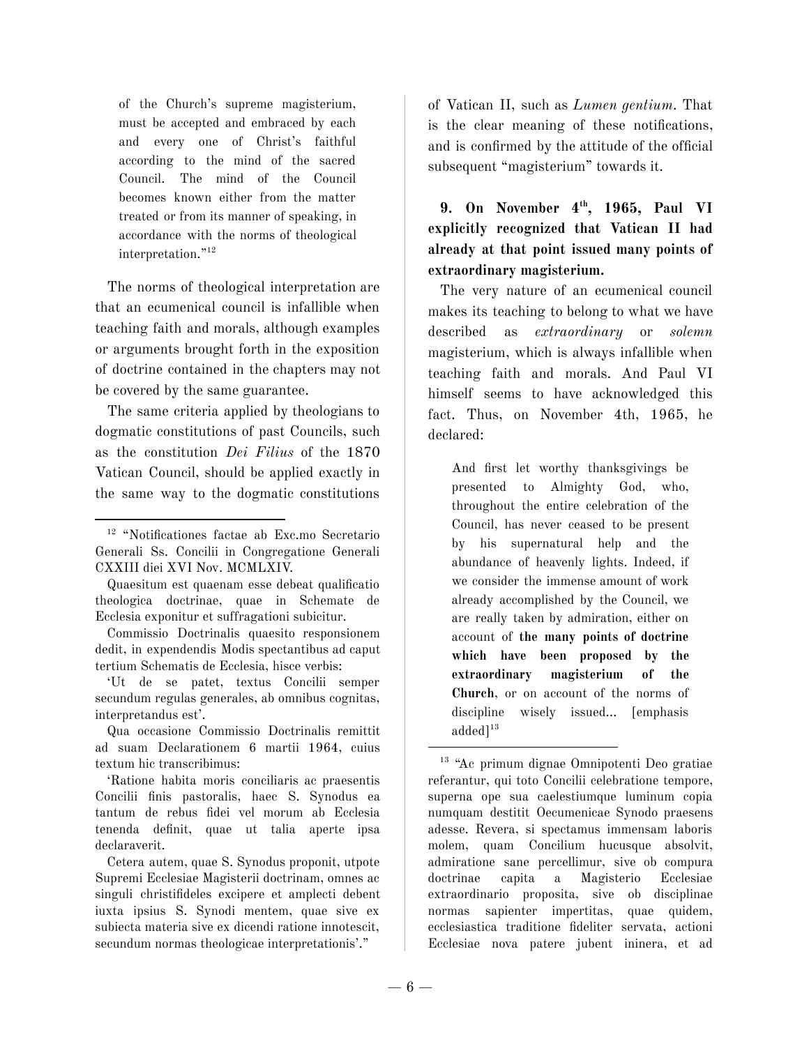> of the Church's supreme magisterium, must be accepted and embraced by each and every one of Christ's faithful according to the mind of the sacred Council. The mind of the Council becomes known either from the matter treated or from its manner of speaking, in accordance with the norms of theological interpretation."[12]

The norms of theological interpretation are that an ecumenical council is infallible when teaching faith and morals, although examples or arguments brought forth in the exposition of doctrine contained in the chapters may not be covered by the same guarantee.

The same criteria applied by theologians to dogmatic constitutions of past Councils, such as the constitution *Dei Filius* of the 1870 Vatican Council, should be applied exactly in the same way to the dogmatic constitutions of Vatican II, such as *Lumen gentium*. That is the clear meaning of these notifications, and is confirmed by the attitude of the official subsequent "magisterium" towards it.

### 9. On November 4th, 1965, Paul VI explicitly recognized that Vatican II had already at that point issued many points of extraordinary magisterium.

The very nature of an ecumenical council makes its teaching to belong to what we have described as *extraordinary* or *solemn* magisterium, which is always infallible when teaching faith and morals. And Paul VI himself seems to have acknowledged this fact. Thus, on November 4th, 1965, he declared:

> And first let worthy thanksgivings be presented to Almighty God, who, throughout the entire celebration of the Council, has never ceased to be present by his supernatural help and the abundance of heavenly lights. Indeed, if we consider the immense amount of work already accomplished by the Council, we are really taken by admiration, either on account of **the many points of doctrine which have been proposed by the extraordinary magisterium of the Church**, or on account of the norms of discipline wisely issued... [emphasis added][13]

---

[12] "Notificationes factae ab Exc.mo Secretario Generali Ss. Concilii in Congregatione Generali CXXIII diei XVI Nov. MCMLXIV.

Quaesitum est quaenam esse debeat qualificatio theologica doctrinae, quae in Schemate de Ecclesia exponitur et suffragationi subicitur.

Commissio Doctrinalis quaesito responsionem dedit, in expendendis Modis spectantibus ad caput tertium Schematis de Ecclesia, hisce verbis:

'Ut de se patet, textus Concilii semper secundum regulas generales, ab omnibus cognitas, interpretandus est'.

Qua occasione Commissio Doctrinalis remittit ad suam Declarationem 6 martii 1964, cuius textum hic transcribimus:

'Ratione habita moris conciliaris ac praesentis Concilii finis pastoralis, haec S. Synodus ea tantum de rebus fidei vel morum ab Ecclesia tenenda definit, quae ut talia aperte ipsa declaraverit.

Cetera autem, quae S. Synodus proponit, utpote Supremi Ecclesiae Magisterii doctrinam, omnes ac singuli christifideles excipere et amplecti debent iuxta ipsius S. Synodi mentem, quae sive ex subiecta materia sive ex dicendi ratione innotescit, secundum normas theologicae interpretationis'."

[13] "Ac primum dignae Omnipotenti Deo gratiae referantur, qui toto Concilii celebratione tempore, superna ope sua caelestiumque luminum copia numquam destitit Oecumenicae Synodo praesens adesse. Revera, si spectamus immensam laboris molem, quam Concilium hucusque absolvit, admiratione sane percellimur, sive ob compura doctrinae capita a Magisterio Ecclesiae extraordinario proposita, sive ob disciplinae normas sapienter impertitas, quae quidem, ecclesiastica traditione fideliter servata, actioni Ecclesiae nova patere jubent ininera, et ad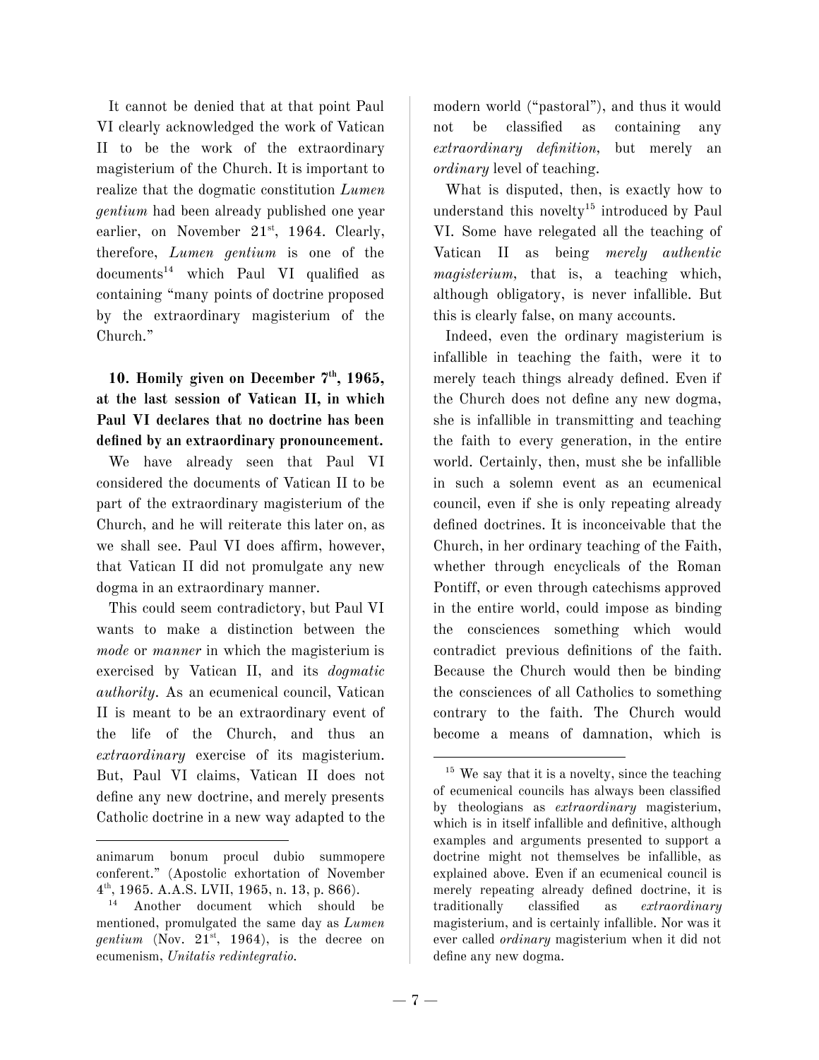It cannot be denied that at that point Paul VI clearly acknowledged the work of Vatican II to be the work of the extraordinary magisterium of the Church. It is important to realize that the dogmatic constitution *Lumen gentium* had been already published one year earlier, on November 21st, 1964. Clearly, therefore, *Lumen gentium* is one of the documents[14] which Paul VI qualified as containing "many points of doctrine proposed by the extraordinary magisterium of the Church."

**10. Homily given on December 7th, 1965, at the last session of Vatican II, in which Paul VI declares that no doctrine has been defined by an extraordinary pronouncement.**

We have already seen that Paul VI considered the documents of Vatican II to be part of the extraordinary magisterium of the Church, and he will reiterate this later on, as we shall see. Paul VI does affirm, however, that Vatican II did not promulgate any new dogma in an extraordinary manner.

This could seem contradictory, but Paul VI wants to make a distinction between the *mode* or *manner* in which the magisterium is exercised by Vatican II, and its *dogmatic authority*. As an ecumenical council, Vatican II is meant to be an extraordinary event of the life of the Church, and thus an *extraordinary* exercise of its magisterium. But, Paul VI claims, Vatican II does not define any new doctrine, and merely presents Catholic doctrine in a new way adapted to the modern world ("pastoral"), and thus it would not be classified as containing any *extraordinary definition*, but merely an *ordinary* level of teaching.

What is disputed, then, is exactly how to understand this novelty[15] introduced by Paul VI. Some have relegated all the teaching of Vatican II as being *merely authentic magisterium*, that is, a teaching which, although obligatory, is never infallible. But this is clearly false, on many accounts.

Indeed, even the ordinary magisterium is infallible in teaching the faith, were it to merely teach things already defined. Even if the Church does not define any new dogma, she is infallible in transmitting and teaching the faith to every generation, in the entire world. Certainly, then, must she be infallible in such a solemn event as an ecumenical council, even if she is only repeating already defined doctrines. It is inconceivable that the Church, in her ordinary teaching of the Faith, whether through encyclicals of the Roman Pontiff, or even through catechisms approved in the entire world, could impose as binding the consciences something which would contradict previous definitions of the faith. Because the Church would then be binding the consciences of all Catholics to something contrary to the faith. The Church would become a means of damnation, which is

---

animarum bonum procul dubio summopere conferent." (Apostolic exhortation of November 4th, 1965. A.A.S. LVII, 1965, n. 13, p. 866).

[14] Another document which should be mentioned, promulgated the same day as *Lumen gentium* (Nov. 21st, 1964), is the decree on ecumenism, *Unitatis redintegratio*.

[15] We say that it is a novelty, since the teaching of ecumenical councils has always been classified by theologians as *extraordinary* magisterium, which is in itself infallible and definitive, although examples and arguments presented to support a doctrine might not themselves be infallible, as explained above. Even if an ecumenical council is merely repeating already defined doctrine, it is traditionally classified as *extraordinary* magisterium, and is certainly infallible. Nor was it ever called *ordinary* magisterium when it did not define any new dogma.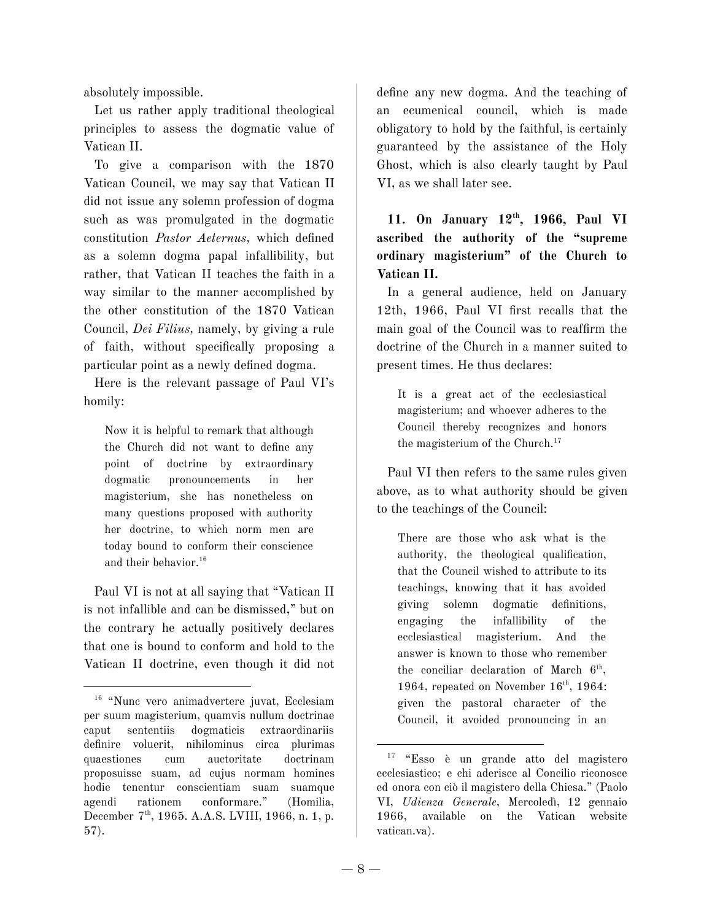absolutely impossible.

Let us rather apply traditional theological principles to assess the dogmatic value of Vatican II.

To give a comparison with the 1870 Vatican Council, we may say that Vatican II did not issue any solemn profession of dogma such as was promulgated in the dogmatic constitution *Pastor Aeternus*, which defined as a solemn dogma papal infallibility, but rather, that Vatican II teaches the faith in a way similar to the manner accomplished by the other constitution of the 1870 Vatican Council, *Dei Filius*, namely, by giving a rule of faith, without specifically proposing a particular point as a newly defined dogma.

Here is the relevant passage of Paul VI's homily:

> Now it is helpful to remark that although the Church did not want to define any point of doctrine by extraordinary dogmatic pronouncements in her magisterium, she has nonetheless on many questions proposed with authority her doctrine, to which norm men are today bound to conform their conscience and their behavior.[16]

Paul VI is not at all saying that "Vatican II is not infallible and can be dismissed," but on the contrary he actually positively declares that one is bound to conform and hold to the Vatican II doctrine, even though it did not define any new dogma. And the teaching of an ecumenical council, which is made obligatory to hold by the faithful, is certainly guaranteed by the assistance of the Holy Ghost, which is also clearly taught by Paul VI, as we shall later see.

### 11. On January 12th, 1966, Paul VI ascribed the authority of the "supreme ordinary magisterium" of the Church to Vatican II.

In a general audience, held on January 12th, 1966, Paul VI first recalls that the main goal of the Council was to reaffirm the doctrine of the Church in a manner suited to present times. He thus declares:

> It is a great act of the ecclesiastical magisterium; and whoever adheres to the Council thereby recognizes and honors the magisterium of the Church.[17]

Paul VI then refers to the same rules given above, as to what authority should be given to the teachings of the Council:

> There are those who ask what is the authority, the theological qualification, that the Council wished to attribute to its teachings, knowing that it has avoided giving solemn dogmatic definitions, engaging the infallibility of the ecclesiastical magisterium. And the answer is known to those who remember the conciliar declaration of March 6th, 1964, repeated on November 16th, 1964: given the pastoral character of the Council, it avoided pronouncing in an

---

[16] "Nunc vero animadvertere juvat, Ecclesiam per suum magisterium, quamvis nullum doctrinae caput sententiis dogmaticis extraordinariis definire voluerit, nihilominus circa plurimas quaestiones cum auctoritate doctrinam proposuisse suam, ad cujus normam homines hodie tenentur conscientiam suam suamque agendi rationem conformare." (Homilia, December 7th, 1965. A.A.S. LVIII, 1966, n. 1, p. 57).

[17] "Esso è un grande atto del magistero ecclesiastico; e chi aderisce al Concilio riconosce ed onora con ciò il magistero della Chiesa." (Paolo VI, *Udienza Generale*, Mercoledì, 12 gennaio 1966, available on the Vatican website vatican.va).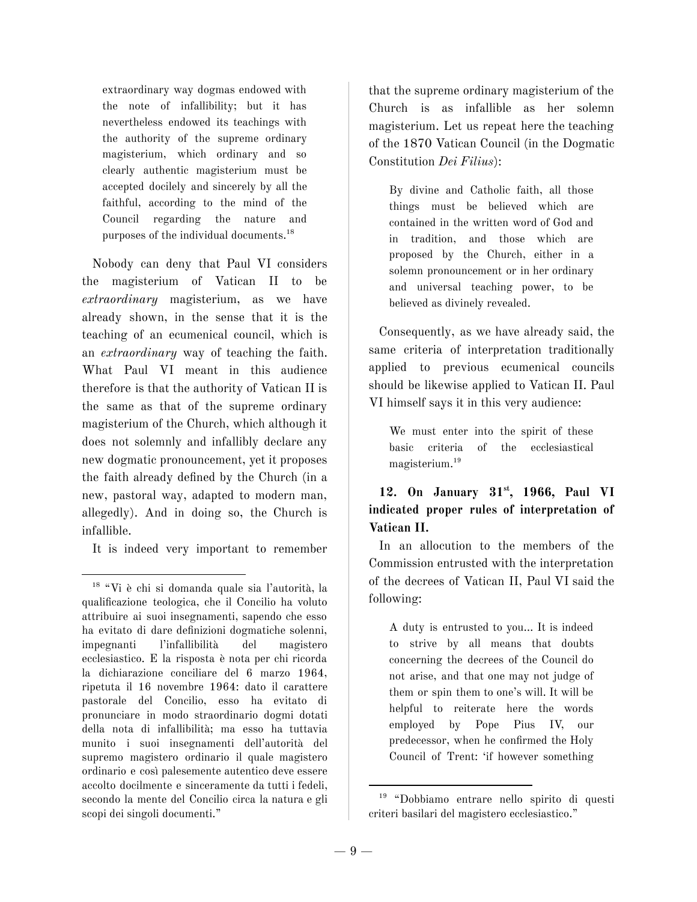> extraordinary way dogmas endowed with the note of infallibility; but it has nevertheless endowed its teachings with the authority of the supreme ordinary magisterium, which ordinary and so clearly authentic magisterium must be accepted docilely and sincerely by all the faithful, according to the mind of the Council regarding the nature and purposes of the individual documents.[18]

Nobody can deny that Paul VI considers the magisterium of Vatican II to be *extraordinary* magisterium, as we have already shown, in the sense that it is the teaching of an ecumenical council, which is an *extraordinary* way of teaching the faith. What Paul VI meant in this audience therefore is that the authority of Vatican II is the same as that of the supreme ordinary magisterium of the Church, which although it does not solemnly and infallibly declare any new dogmatic pronouncement, yet it proposes the faith already defined by the Church (in a new, pastoral way, adapted to modern man, allegedly). And in doing so, the Church is infallible.

It is indeed very important to remember that the supreme ordinary magisterium of the Church is as infallible as her solemn magisterium. Let us repeat here the teaching of the 1870 Vatican Council (in the Dogmatic Constitution *Dei Filius*):

> By divine and Catholic faith, all those things must be believed which are contained in the written word of God and in tradition, and those which are proposed by the Church, either in a solemn pronouncement or in her ordinary and universal teaching power, to be believed as divinely revealed.

Consequently, as we have already said, the same criteria of interpretation traditionally applied to previous ecumenical councils should be likewise applied to Vatican II. Paul VI himself says it in this very audience:

> We must enter into the spirit of these basic criteria of the ecclesiastical magisterium.[19]

### 12. On January 31st, 1966, Paul VI indicated proper rules of interpretation of Vatican II.

In an allocution to the members of the Commission entrusted with the interpretation of the decrees of Vatican II, Paul VI said the following:

> A duty is entrusted to you... It is indeed to strive by all means that doubts concerning the decrees of the Council do not arise, and that one may not judge of them or spin them to one's will. It will be helpful to reiterate here the words employed by Pope Pius IV, our predecessor, when he confirmed the Holy Council of Trent: 'if however something

---

[18] "Vi è chi si domanda quale sia l'autorità, la qualificazione teologica, che il Concilio ha voluto attribuire ai suoi insegnamenti, sapendo che esso ha evitato di dare definizioni dogmatiche solenni, impegnanti l'infallibilità del magistero ecclesiastico. E la risposta è nota per chi ricorda la dichiarazione conciliare del 6 marzo 1964, ripetuta il 16 novembre 1964: dato il carattere pastorale del Concilio, esso ha evitato di pronunciare in modo straordinario dogmi dotati della nota di infallibilità; ma esso ha tuttavia munito i suoi insegnamenti dell'autorità del supremo magistero ordinario il quale magistero ordinario e così palesemente autentico deve essere accolto docilmente e sinceramente da tutti i fedeli, secondo la mente del Concilio circa la natura e gli scopi dei singoli documenti."

[19] "Dobbiamo entrare nello spirito di questi criteri basilari del magistero ecclesiastico."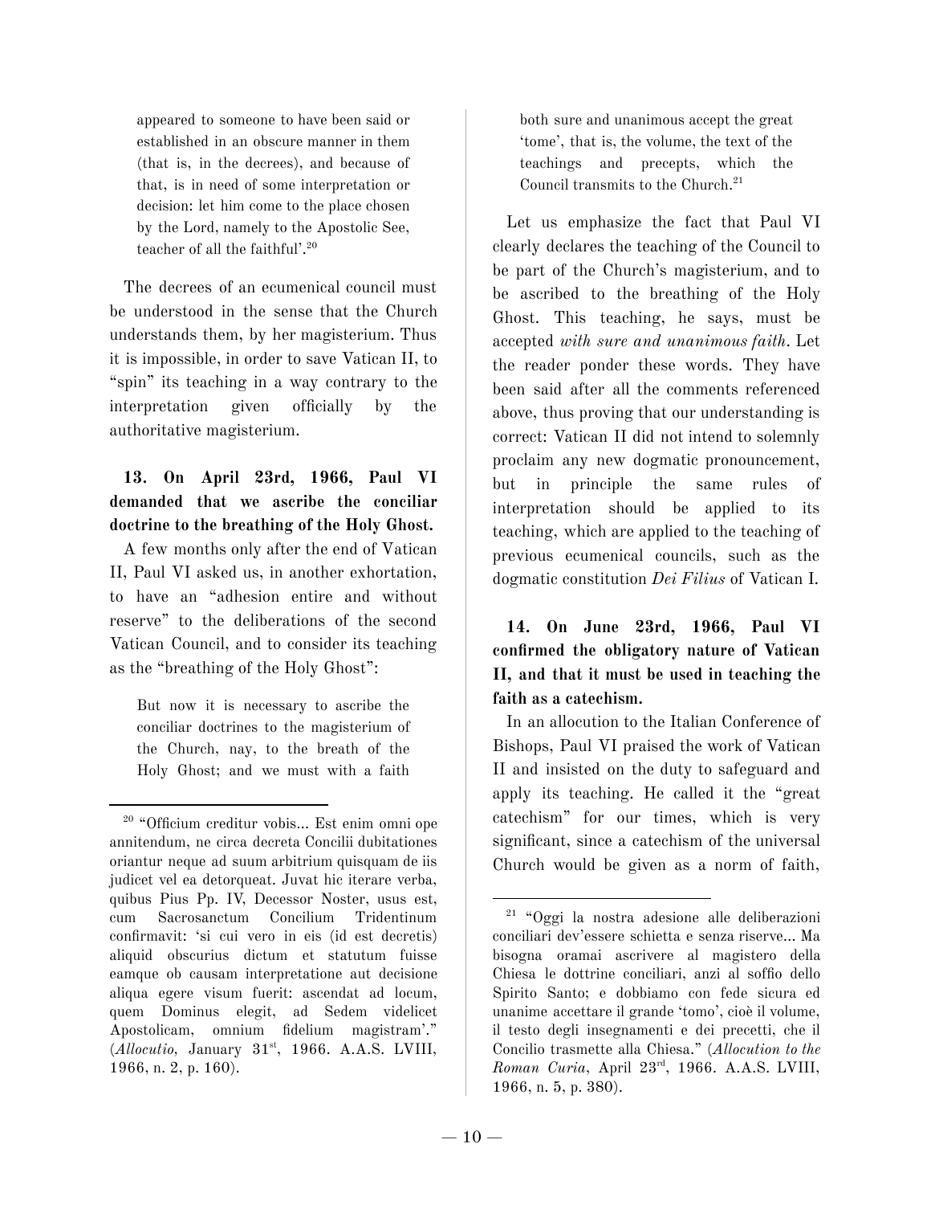> appeared to someone to have been said or established in an obscure manner in them (that is, in the decrees), and because of that, is in need of some interpretation or decision: let him come to the place chosen by the Lord, namely to the Apostolic See, teacher of all the faithful'.[20]

The decrees of an ecumenical council must be understood in the sense that the Church understands them, by her magisterium. Thus it is impossible, in order to save Vatican II, to "spin" its teaching in a way contrary to the interpretation given officially by the authoritative magisterium.

**13. On April 23rd, 1966, Paul VI demanded that we ascribe the conciliar doctrine to the breathing of the Holy Ghost.**

A few months only after the end of Vatican II, Paul VI asked us, in another exhortation, to have an "adhesion entire and without reserve" to the deliberations of the second Vatican Council, and to consider its teaching as the "breathing of the Holy Ghost":

> But now it is necessary to ascribe the conciliar doctrines to the magisterium of the Church, nay, to the breath of the Holy Ghost; and we must with a faith both sure and unanimous accept the great 'tome', that is, the volume, the text of the teachings and precepts, which the Council transmits to the Church.[21]

Let us emphasize the fact that Paul VI clearly declares the teaching of the Council to be part of the Church's magisterium, and to be ascribed to the breathing of the Holy Ghost. This teaching, he says, must be accepted *with sure and unanimous faith*. Let the reader ponder these words. They have been said after all the comments referenced above, thus proving that our understanding is correct: Vatican II did not intend to solemnly proclaim any new dogmatic pronouncement, but in principle the same rules of interpretation should be applied to its teaching, which are applied to the teaching of previous ecumenical councils, such as the dogmatic constitution *Dei Filius* of Vatican I.

**14. On June 23rd, 1966, Paul VI confirmed the obligatory nature of Vatican II, and that it must be used in teaching the faith as a catechism.**

In an allocution to the Italian Conference of Bishops, Paul VI praised the work of Vatican II and insisted on the duty to safeguard and apply its teaching. He called it the "great catechism" for our times, which is very significant, since a catechism of the universal Church would be given as a norm of faith,

---

[20] "Officium creditur vobis... Est enim omni ope annitendum, ne circa decreta Concilii dubitationes oriantur neque ad suum arbitrium quisquam de iis judicet vel ea detorqueat. Juvat hic iterare verba, quibus Pius Pp. IV, Decessor Noster, usus est, cum Sacrosanctum Concilium Tridentinum confirmavit: 'si cui vero in eis (id est decretis) aliquid obscurius dictum et statutum fuisse eamque ob causam interpretatione aut decisione aliqua egere visum fuerit: ascendat ad locum, quem Dominus elegit, ad Sedem videlicet Apostolicam, omnium fidelium magistram'." (*Allocutio,* January 31st, 1966. A.A.S. LVIII, 1966, n. 2, p. 160).

[21] "Oggi la nostra adesione alle deliberazioni conciliari dev'essere schietta e senza riserve... Ma bisogna oramai ascrivere al magistero della Chiesa le dottrine conciliari, anzi al soffio dello Spirito Santo; e dobbiamo con fede sicura ed unanime accettare il grande 'tomo', cioè il volume, il testo degli insegnamenti e dei precetti, che il Concilio trasmette alla Chiesa." (*Allocution to the Roman Curia*, April 23rd, 1966. A.A.S. LVIII, 1966, n. 5, p. 380).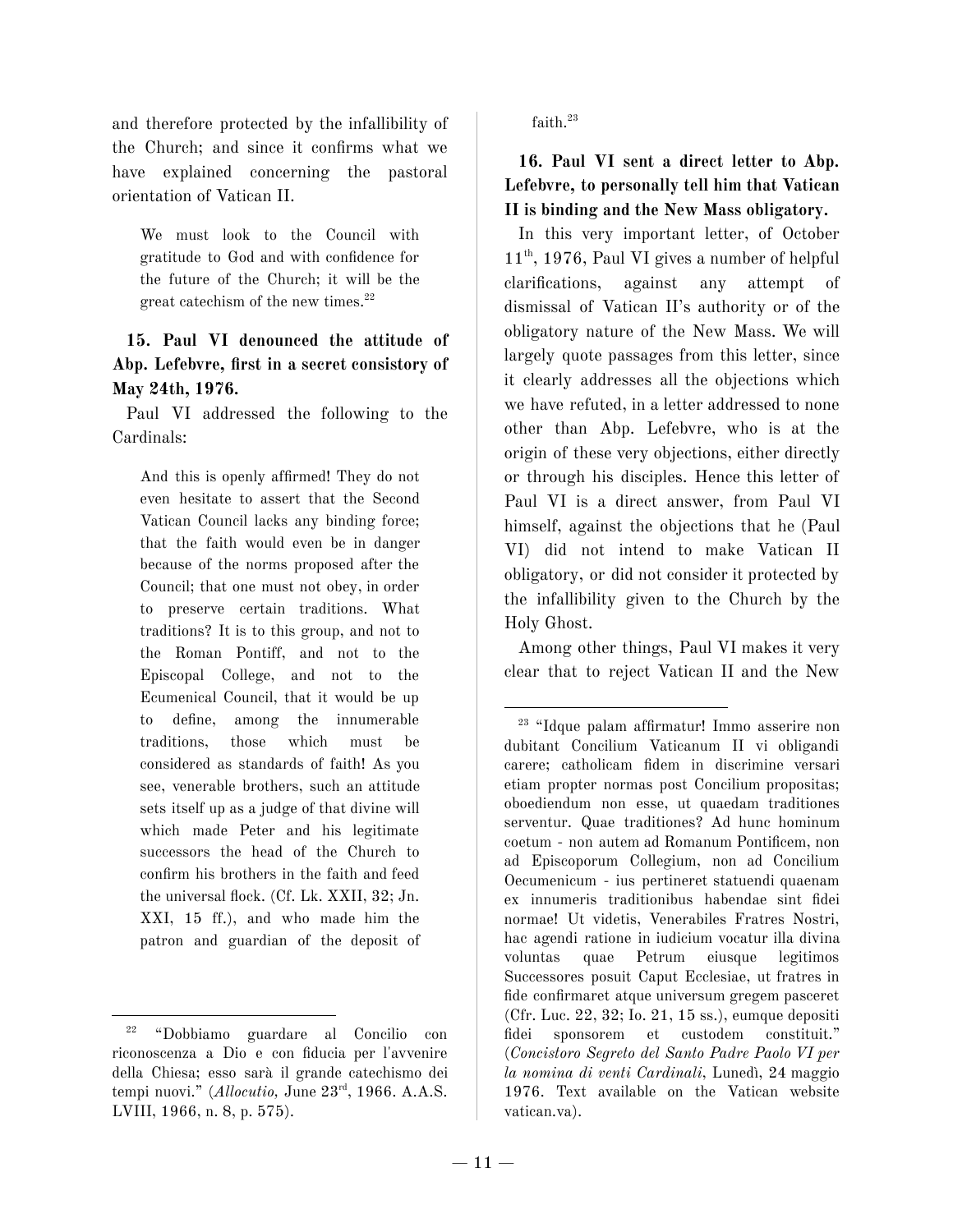and therefore protected by the infallibility of the Church; and since it confirms what we have explained concerning the pastoral orientation of Vatican II.

> We must look to the Council with gratitude to God and with confidence for the future of the Church; it will be the great catechism of the new times.[22]

**15. Paul VI denounced the attitude of Abp. Lefebvre, first in a secret consistory of May 24th, 1976.**

Paul VI addressed the following to the Cardinals:

> And this is openly affirmed! They do not even hesitate to assert that the Second Vatican Council lacks any binding force; that the faith would even be in danger because of the norms proposed after the Council; that one must not obey, in order to preserve certain traditions. What traditions? It is to this group, and not to the Roman Pontiff, and not to the Episcopal College, and not to the Ecumenical Council, that it would be up to define, among the innumerable traditions, those which must be considered as standards of faith! As you see, venerable brothers, such an attitude sets itself up as a judge of that divine will which made Peter and his legitimate successors the head of the Church to confirm his brothers in the faith and feed the universal flock. (Cf. Lk. XXII, 32; Jn. XXI, 15 ff.), and who made him the patron and guardian of the deposit of faith.[23]

**16. Paul VI sent a direct letter to Abp. Lefebvre, to personally tell him that Vatican II is binding and the New Mass obligatory.**

In this very important letter, of October 11th, 1976, Paul VI gives a number of helpful clarifications, against any attempt of dismissal of Vatican II's authority or of the obligatory nature of the New Mass. We will largely quote passages from this letter, since it clearly addresses all the objections which we have refuted, in a letter addressed to none other than Abp. Lefebvre, who is at the origin of these very objections, either directly or through his disciples. Hence this letter of Paul VI is a direct answer, from Paul VI himself, against the objections that he (Paul VI) did not intend to make Vatican II obligatory, or did not consider it protected by the infallibility given to the Church by the Holy Ghost.

Among other things, Paul VI makes it very clear that to reject Vatican II and the New

---

[22] "Dobbiamo guardare al Concilio con riconoscenza a Dio e con fiducia per l'avvenire della Chiesa; esso sarà il grande catechismo dei tempi nuovi." (*Allocutio,* June 23rd, 1966. A.A.S. LVIII, 1966, n. 8, p. 575).

[23] "Idque palam affirmatur! Immo asserire non dubitant Concilium Vaticanum II vi obligandi carere; catholicam fidem in discrimine versari etiam propter normas post Concilium propositas; oboediendum non esse, ut quaedam traditiones serventur. Quae traditiones? Ad hunc hominum coetum - non autem ad Romanum Pontificem, non ad Episcoporum Collegium, non ad Concilium Oecumenicum - ius pertineret statuendi quaenam ex innumeris traditionibus habendae sint fidei normae! Ut videtis, Venerabiles Fratres Nostri, hac agendi ratione in iudicium vocatur illa divina voluntas quae Petrum eiusque legitimos Successores posuit Caput Ecclesiae, ut fratres in fide confirmaret atque universum gregem pasceret (Cfr. Luc. 22, 32; Io. 21, 15 ss.), eumque depositi fidei sponsorem et custodem constituit." (*Concistoro Segreto del Santo Padre Paolo VI per la nomina di venti Cardinali*, Lunedì, 24 maggio 1976. Text available on the Vatican website vatican.va).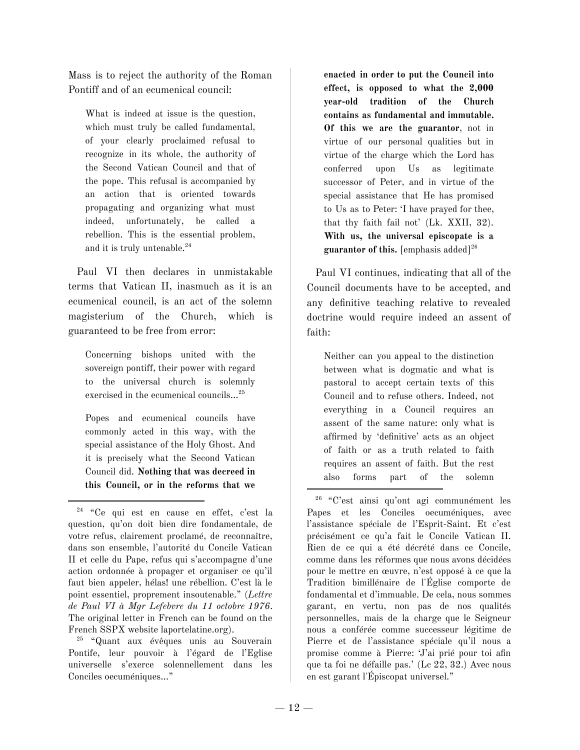Mass is to reject the authority of the Roman Pontiff and of an ecumenical council:

> What is indeed at issue is the question, which must truly be called fundamental, of your clearly proclaimed refusal to recognize in its whole, the authority of the Second Vatican Council and that of the pope. This refusal is accompanied by an action that is oriented towards propagating and organizing what must indeed, unfortunately, be called a rebellion. This is the essential problem, and it is truly untenable.[24]

Paul VI then declares in unmistakable terms that Vatican II, inasmuch as it is an ecumenical council, is an act of the solemn magisterium of the Church, which is guaranteed to be free from error:

> Concerning bishops united with the sovereign pontiff, their power with regard to the universal church is solemnly exercised in the ecumenical councils...[25]

> Popes and ecumenical councils have commonly acted in this way, with the special assistance of the Holy Ghost. And it is precisely what the Second Vatican Council did. **Nothing that was decreed in this Council, or in the reforms that we enacted in order to put the Council into effect, is opposed to what the 2,000 year-old tradition of the Church contains as fundamental and immutable. Of this we are the guarantor**, not in virtue of our personal qualities but in virtue of the charge which the Lord has conferred upon Us as legitimate successor of Peter, and in virtue of the special assistance that He has promised to Us as to Peter: 'I have prayed for thee, that thy faith fail not' (Lk. XXII, 32). **With us, the universal episcopate is a guarantor of this.** [emphasis added][26]

Paul VI continues, indicating that all of the Council documents have to be accepted, and any definitive teaching relative to revealed doctrine would require indeed an assent of faith:

> Neither can you appeal to the distinction between what is dogmatic and what is pastoral to accept certain texts of this Council and to refuse others. Indeed, not everything in a Council requires an assent of the same nature: only what is affirmed by 'definitive' acts as an object of faith or as a truth related to faith requires an assent of faith. But the rest also forms part of the solemn

---

[24] "Ce qui est en cause en effet, c'est la question, qu'on doit bien dire fondamentale, de votre refus, clairement proclamé, de reconnaître, dans son ensemble, l'autorité du Concile Vatican II et celle du Pape, refus qui s'accompagne d'une action ordonnée à propager et organiser ce qu'il faut bien appeler, hélas! une rébellion. C'est là le point essentiel, proprement insoutenable." (*Lettre de Paul VI à Mgr Lefebvre du 11 octobre 1976*. The original letter in French can be found on the French SSPX website laportelatine.org).

[25] "Quant aux évêques unis au Souverain Pontife, leur pouvoir à l'égard de l'Eglise universelle s'exerce solennellement dans les Conciles oecuméniques..."

[26] "C'est ainsi qu'ont agi communément les Papes et les Conciles oecuméniques, avec l'assistance spéciale de l'Esprit-Saint. Et c'est précisément ce qu'a fait le Concile Vatican II. Rien de ce qui a été décrété dans ce Concile, comme dans les réformes que nous avons décidées pour le mettre en œuvre, n'est opposé à ce que la Tradition bimillénaire de l'Église comporte de fondamental et d'immuable. De cela, nous sommes garant, en vertu, non pas de nos qualités personnelles, mais de la charge que le Seigneur nous a conférée comme successeur légitime de Pierre et de l'assistance spéciale qu'il nous a promise comme à Pierre: 'J'ai prié pour toi afin que ta foi ne défaille pas.' (Lc 22, 32.) Avec nous en est garant l'Épiscopat universel."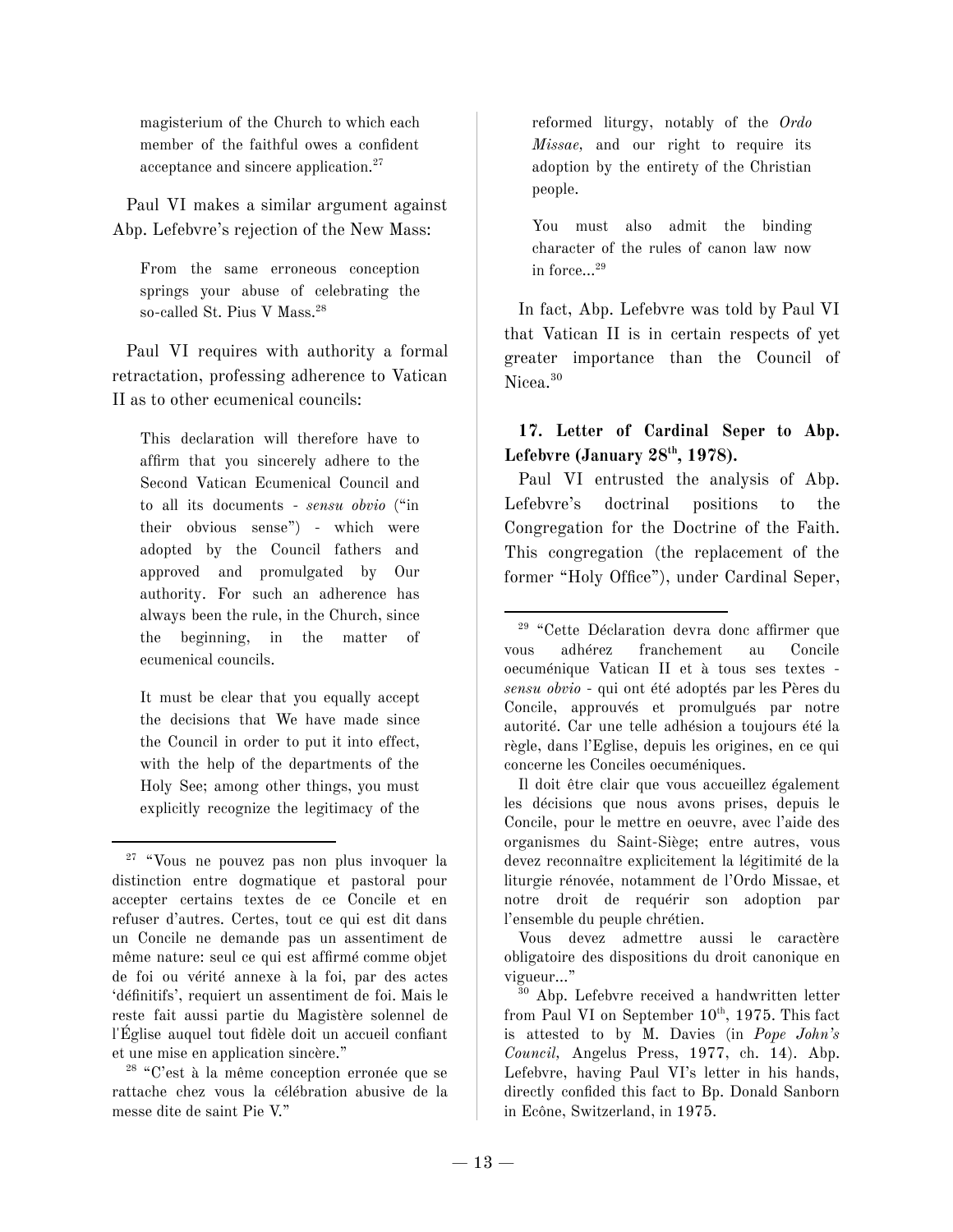> magisterium of the Church to which each member of the faithful owes a confident acceptance and sincere application.[27]

Paul VI makes a similar argument against Abp. Lefebvre's rejection of the New Mass:

> From the same erroneous conception springs your abuse of celebrating the so-called St. Pius V Mass.[28]

Paul VI requires with authority a formal retractation, professing adherence to Vatican II as to other ecumenical councils:

> This declaration will therefore have to affirm that you sincerely adhere to the Second Vatican Ecumenical Council and to all its documents - *sensu obvio* ("in their obvious sense") - which were adopted by the Council fathers and approved and promulgated by Our authority. For such an adherence has always been the rule, in the Church, since the beginning, in the matter of ecumenical councils.
>
> It must be clear that you equally accept the decisions that We have made since the Council in order to put it into effect, with the help of the departments of the Holy See; among other things, you must explicitly recognize the legitimacy of the reformed liturgy, notably of the *Ordo Missae,* and our right to require its adoption by the entirety of the Christian people.
>
> You must also admit the binding character of the rules of canon law now in force...[29]

In fact, Abp. Lefebvre was told by Paul VI that Vatican II is in certain respects of yet greater importance than the Council of Nicea.[30]

### 17. Letter of Cardinal Seper to Abp. Lefebvre (January 28th, 1978).

Paul VI entrusted the analysis of Abp. Lefebvre's doctrinal positions to the Congregation for the Doctrine of the Faith. This congregation (the replacement of the former "Holy Office"), under Cardinal Seper,

---

[27] "Vous ne pouvez pas non plus invoquer la distinction entre dogmatique et pastoral pour accepter certains textes de ce Concile et en refuser d'autres. Certes, tout ce qui est dit dans un Concile ne demande pas un assentiment de même nature: seul ce qui est affirmé comme objet de foi ou vérité annexe à la foi, par des actes 'définitifs', requiert un assentiment de foi. Mais le reste fait aussi partie du Magistère solennel de l'Église auquel tout fidèle doit un accueil confiant et une mise en application sincère."

[28] "C'est à la même conception erronée que se rattache chez vous la célébration abusive de la messe dite de saint Pie V."

[29] "Cette Déclaration devra donc affirmer que vous adhérez franchement au Concile oecuménique Vatican II et à tous ses textes - *sensu obvio* - qui ont été adoptés par les Pères du Concile, approuvés et promulgués par notre autorité. Car une telle adhésion a toujours été la règle, dans l'Eglise, depuis les origines, en ce qui concerne les Conciles oecuméniques.

Il doit être clair que vous accueillez également les décisions que nous avons prises, depuis le Concile, pour le mettre en oeuvre, avec l'aide des organismes du Saint-Siège; entre autres, vous devez reconnaître explicitement la légitimité de la liturgie rénovée, notamment de l'Ordo Missae, et notre droit de requérir son adoption par l'ensemble du peuple chrétien.

Vous devez admettre aussi le caractère obligatoire des dispositions du droit canonique en vigueur..."

[30] Abp. Lefebvre received a handwritten letter from Paul VI on September 10th, 1975. This fact is attested to by M. Davies (in *Pope John's Council,* Angelus Press, 1977, ch. 14). Abp. Lefebvre, having Paul VI's letter in his hands, directly confided this fact to Bp. Donald Sanborn in Ecône, Switzerland, in 1975.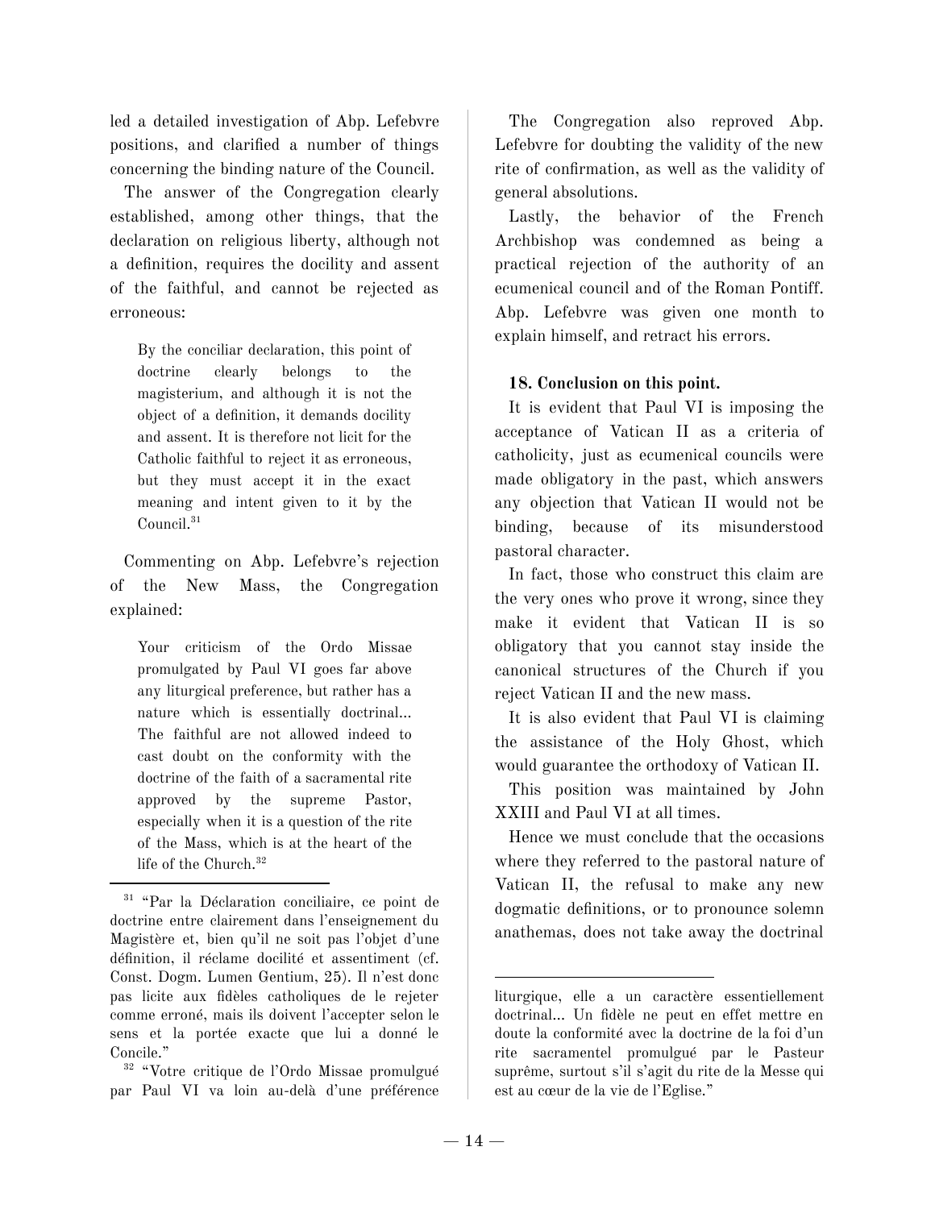led a detailed investigation of Abp. Lefebvre positions, and clarified a number of things concerning the binding nature of the Council.

The answer of the Congregation clearly established, among other things, that the declaration on religious liberty, although not a definition, requires the docility and assent of the faithful, and cannot be rejected as erroneous:

> By the conciliar declaration, this point of doctrine clearly belongs to the magisterium, and although it is not the object of a definition, it demands docility and assent. It is therefore not licit for the Catholic faithful to reject it as erroneous, but they must accept it in the exact meaning and intent given to it by the Council.[31]

Commenting on Abp. Lefebvre's rejection of the New Mass, the Congregation explained:

> Your criticism of the Ordo Missae promulgated by Paul VI goes far above any liturgical preference, but rather has a nature which is essentially doctrinal... The faithful are not allowed indeed to cast doubt on the conformity with the doctrine of the faith of a sacramental rite approved by the supreme Pastor, especially when it is a question of the rite of the Mass, which is at the heart of the life of the Church.[32]

The Congregation also reproved Abp. Lefebvre for doubting the validity of the new rite of confirmation, as well as the validity of general absolutions.

Lastly, the behavior of the French Archbishop was condemned as being a practical rejection of the authority of an ecumenical council and of the Roman Pontiff. Abp. Lefebvre was given one month to explain himself, and retract his errors.

**18. Conclusion on this point.**

It is evident that Paul VI is imposing the acceptance of Vatican II as a criteria of catholicity, just as ecumenical councils were made obligatory in the past, which answers any objection that Vatican II would not be binding, because of its misunderstood pastoral character.

In fact, those who construct this claim are the very ones who prove it wrong, since they make it evident that Vatican II is so obligatory that you cannot stay inside the canonical structures of the Church if you reject Vatican II and the new mass.

It is also evident that Paul VI is claiming the assistance of the Holy Ghost, which would guarantee the orthodoxy of Vatican II.

This position was maintained by John XXIII and Paul VI at all times.

Hence we must conclude that the occasions where they referred to the pastoral nature of Vatican II, the refusal to make any new dogmatic definitions, or to pronounce solemn anathemas, does not take away the doctrinal

---

[31] "Par la Déclaration conciliaire, ce point de doctrine entre clairement dans l'enseignement du Magistère et, bien qu'il ne soit pas l'objet d'une définition, il réclame docilité et assentiment (cf. Const. Dogm. Lumen Gentium, 25). Il n'est donc pas licite aux fidèles catholiques de le rejeter comme erroné, mais ils doivent l'accepter selon le sens et la portée exacte que lui a donné le Concile."

[32] "Votre critique de l'Ordo Missae promulgué par Paul VI va loin au-delà d'une préférence liturgique, elle a un caractère essentiellement doctrinal... Un fidèle ne peut en effet mettre en doute la conformité avec la doctrine de la foi d'un rite sacramentel promulgué par le Pasteur suprême, surtout s'il s'agit du rite de la Messe qui est au cœur de la vie de l'Eglise."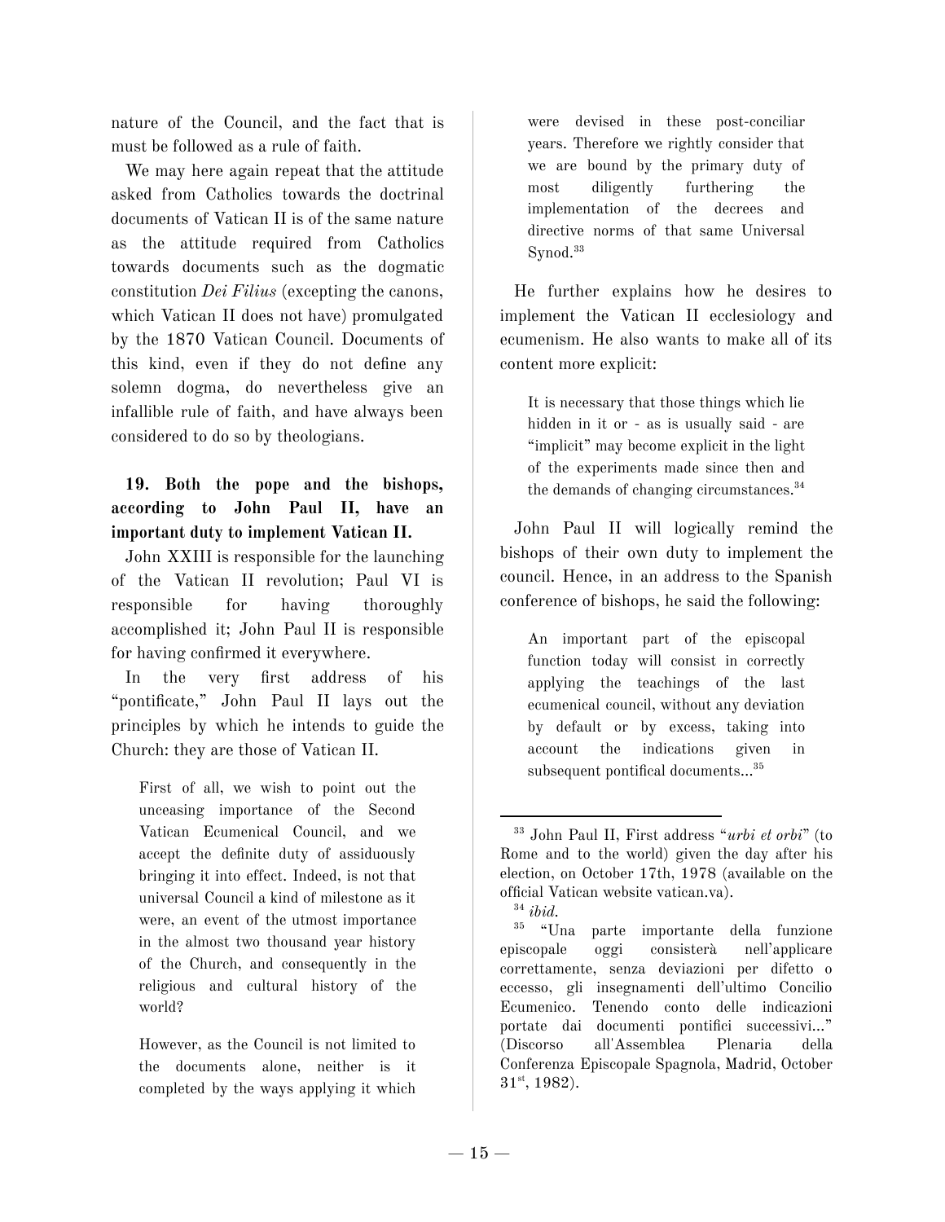nature of the Council, and the fact that is must be followed as a rule of faith.

We may here again repeat that the attitude asked from Catholics towards the doctrinal documents of Vatican II is of the same nature as the attitude required from Catholics towards documents such as the dogmatic constitution *Dei Filius* (excepting the canons, which Vatican II does not have) promulgated by the 1870 Vatican Council. Documents of this kind, even if they do not define any solemn dogma, do nevertheless give an infallible rule of faith, and have always been considered to do so by theologians.

### 19. Both the pope and the bishops, according to John Paul II, have an important duty to implement Vatican II.

John XXIII is responsible for the launching of the Vatican II revolution; Paul VI is responsible for having thoroughly accomplished it; John Paul II is responsible for having confirmed it everywhere.

In the very first address of his "pontificate," John Paul II lays out the principles by which he intends to guide the Church: they are those of Vatican II.

> First of all, we wish to point out the unceasing importance of the Second Vatican Ecumenical Council, and we accept the definite duty of assiduously bringing it into effect. Indeed, is not that universal Council a kind of milestone as it were, an event of the utmost importance in the almost two thousand year history of the Church, and consequently in the religious and cultural history of the world?
>
> However, as the Council is not limited to the documents alone, neither is it completed by the ways applying it which were devised in these post-conciliar years. Therefore we rightly consider that we are bound by the primary duty of most diligently furthering the implementation of the decrees and directive norms of that same Universal Synod.[33]

He further explains how he desires to implement the Vatican II ecclesiology and ecumenism. He also wants to make all of its content more explicit:

> It is necessary that those things which lie hidden in it or - as is usually said - are "implicit" may become explicit in the light of the experiments made since then and the demands of changing circumstances.[34]

John Paul II will logically remind the bishops of their own duty to implement the council. Hence, in an address to the Spanish conference of bishops, he said the following:

> An important part of the episcopal function today will consist in correctly applying the teachings of the last ecumenical council, without any deviation by default or by excess, taking into account the indications given in subsequent pontifical documents...[35]

---

[33] John Paul II, First address "*urbi et orbi*" (to Rome and to the world) given the day after his election, on October 17th, 1978 (available on the official Vatican website vatican.va).

[34] *ibid.*

[35] "Una parte importante della funzione episcopale oggi consisterà nell'applicare correttamente, senza deviazioni per difetto o eccesso, gli insegnamenti dell'ultimo Concilio Ecumenico. Tenendo conto delle indicazioni portate dai documenti pontifici successivi..." (Discorso all'Assemblea Plenaria della Conferenza Episcopale Spagnola, Madrid, October 31st, 1982).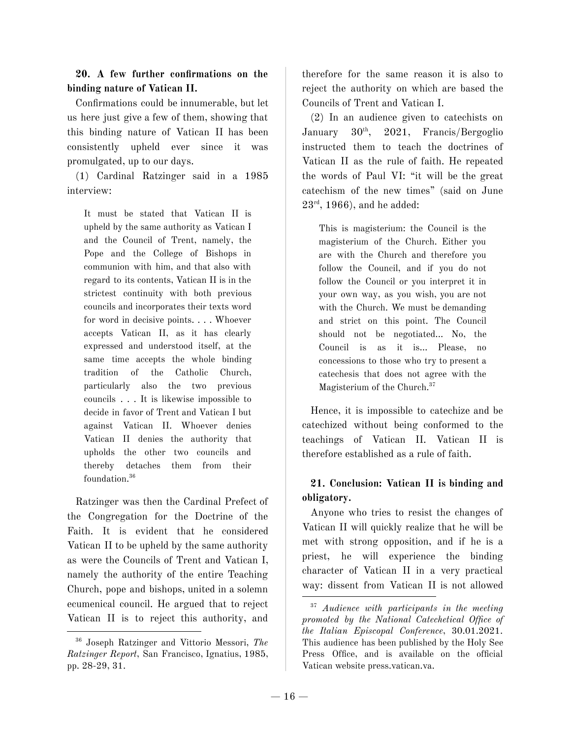**20. A few further confirmations on the binding nature of Vatican II.**

Confirmations could be innumerable, but let us here just give a few of them, showing that this binding nature of Vatican II has been consistently upheld ever since it was promulgated, up to our days.

(1) Cardinal Ratzinger said in a 1985 interview:

> It must be stated that Vatican II is upheld by the same authority as Vatican I and the Council of Trent, namely, the Pope and the College of Bishops in communion with him, and that also with regard to its contents, Vatican II is in the strictest continuity with both previous councils and incorporates their texts word for word in decisive points. . . . Whoever accepts Vatican II, as it has clearly expressed and understood itself, at the same time accepts the whole binding tradition of the Catholic Church, particularly also the two previous councils . . . It is likewise impossible to decide in favor of Trent and Vatican I but against Vatican II. Whoever denies Vatican II denies the authority that upholds the other two councils and thereby detaches them from their foundation.[36]

Ratzinger was then the Cardinal Prefect of the Congregation for the Doctrine of the Faith. It is evident that he considered Vatican II to be upheld by the same authority as were the Councils of Trent and Vatican I, namely the authority of the entire Teaching Church, pope and bishops, united in a solemn ecumenical council. He argued that to reject Vatican II is to reject this authority, and therefore for the same reason it is also to reject the authority on which are based the Councils of Trent and Vatican I.

(2) In an audience given to catechists on January 30th, 2021, Francis/Bergoglio instructed them to teach the doctrines of Vatican II as the rule of faith. He repeated the words of Paul VI: "it will be the great catechism of the new times" (said on June 23rd, 1966), and he added:

> This is magisterium: the Council is the magisterium of the Church. Either you are with the Church and therefore you follow the Council, and if you do not follow the Council or you interpret it in your own way, as you wish, you are not with the Church. We must be demanding and strict on this point. The Council should not be negotiated... No, the Council is as it is... Please, no concessions to those who try to present a catechesis that does not agree with the Magisterium of the Church.[37]

Hence, it is impossible to catechize and be catechized without being conformed to the teachings of Vatican II. Vatican II is therefore established as a rule of faith.

**21. Conclusion: Vatican II is binding and obligatory.**

Anyone who tries to resist the changes of Vatican II will quickly realize that he will be met with strong opposition, and if he is a priest, he will experience the binding character of Vatican II in a very practical way: dissent from Vatican II is not allowed

---

[36] Joseph Ratzinger and Vittorio Messori, *The Ratzinger Report*, San Francisco, Ignatius, 1985, pp. 28-29, 31.

[37] *Audience with participants in the meeting promoted by the National Catechetical Office of the Italian Episcopal Conference*, 30.01.2021. This audience has been published by the Holy See Press Office, and is available on the official Vatican website press.vatican.va.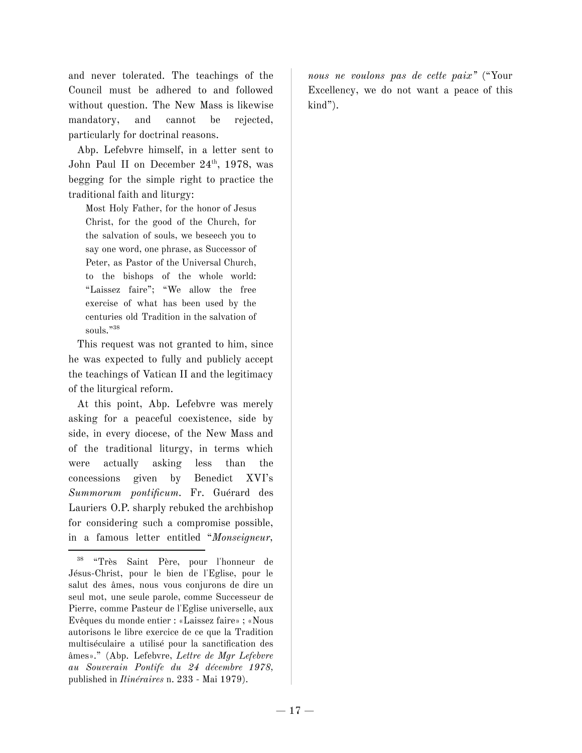and never tolerated. The teachings of the Council must be adhered to and followed without question. The New Mass is likewise mandatory, and cannot be rejected, particularly for doctrinal reasons.

Abp. Lefebvre himself, in a letter sent to John Paul II on December 24th, 1978, was begging for the simple right to practice the traditional faith and liturgy:

> Most Holy Father, for the honor of Jesus Christ, for the good of the Church, for the salvation of souls, we beseech you to say one word, one phrase, as Successor of Peter, as Pastor of the Universal Church, to the bishops of the whole world: "Laissez faire"; "We allow the free exercise of what has been used by the centuries old Tradition in the salvation of souls."[38]

This request was not granted to him, since he was expected to fully and publicly accept the teachings of Vatican II and the legitimacy of the liturgical reform.

At this point, Abp. Lefebvre was merely asking for a peaceful coexistence, side by side, in every diocese, of the New Mass and of the traditional liturgy, in terms which were actually asking less than the concessions given by Benedict XVI's *Summorum pontificum*. Fr. Guérard des Lauriers O.P. sharply rebuked the archbishop for considering such a compromise possible, in a famous letter entitled "*Monseigneur, nous ne voulons pas de cette paix*" ("Your Excellency, we do not want a peace of this kind").

---

[38] "Très Saint Père, pour l'honneur de Jésus-Christ, pour le bien de l'Eglise, pour le salut des âmes, nous vous conjurons de dire un seul mot, une seule parole, comme Successeur de Pierre, comme Pasteur de l'Eglise universelle, aux Evêques du monde entier : «Laissez faire» ; «Nous autorisons le libre exercice de ce que la Tradition multiséculaire a utilisé pour la sanctification des âmes»." (Abp. Lefebvre, *Lettre de Mgr Lefebvre au Souverain Pontife du 24 décembre 1978*, published in *Itinéraires* n. 233 - Mai 1979).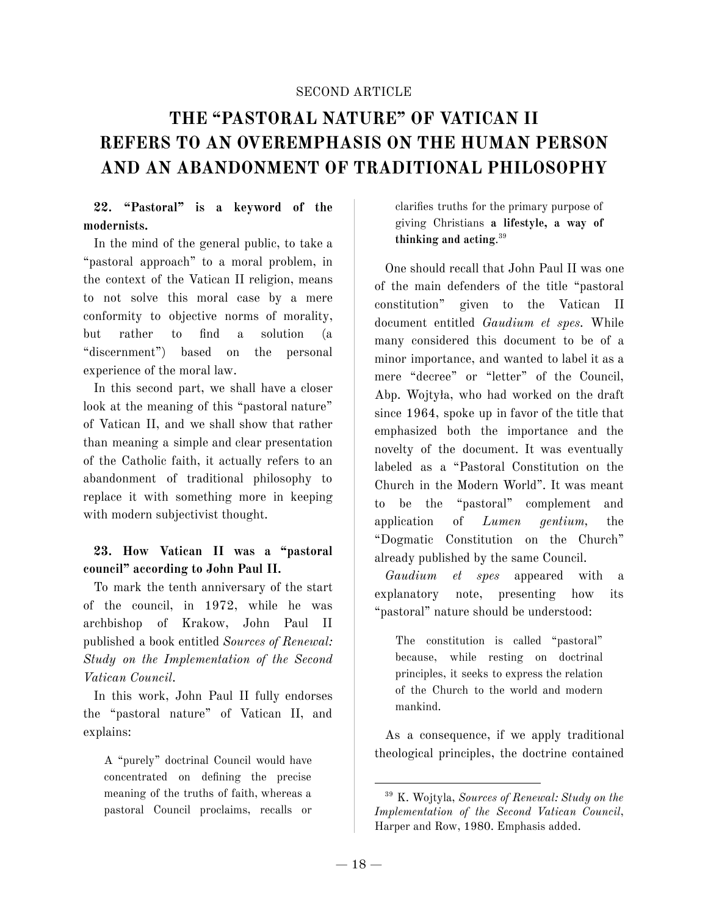SECOND ARTICLE

# THE "PASTORAL NATURE" OF VATICAN II REFERS TO AN OVEREMPHASIS ON THE HUMAN PERSON AND AN ABANDONMENT OF TRADITIONAL PHILOSOPHY

### 22. "Pastoral" is a keyword of the modernists.

In the mind of the general public, to take a "pastoral approach" to a moral problem, in the context of the Vatican II religion, means to not solve this moral case by a mere conformity to objective norms of morality, but rather to find a solution (a "discernment") based on the personal experience of the moral law.

In this second part, we shall have a closer look at the meaning of this "pastoral nature" of Vatican II, and we shall show that rather than meaning a simple and clear presentation of the Catholic faith, it actually refers to an abandonment of traditional philosophy to replace it with something more in keeping with modern subjectivist thought.

### 23. How Vatican II was a "pastoral council" according to John Paul II.

To mark the tenth anniversary of the start of the council, in 1972, while he was archbishop of Krakow, John Paul II published a book entitled *Sources of Renewal: Study on the Implementation of the Second Vatican Council*.

In this work, John Paul II fully endorses the "pastoral nature" of Vatican II, and explains:

> A "purely" doctrinal Council would have concentrated on defining the precise meaning of the truths of faith, whereas a pastoral Council proclaims, recalls or clarifies truths for the primary purpose of giving Christians **a lifestyle, a way of thinking and acting**.[39]

One should recall that John Paul II was one of the main defenders of the title "pastoral constitution" given to the Vatican II document entitled *Gaudium et spes*. While many considered this document to be of a minor importance, and wanted to label it as a mere "decree" or "letter" of the Council, Abp. Wojtyła, who had worked on the draft since 1964, spoke up in favor of the title that emphasized both the importance and the novelty of the document. It was eventually labeled as a "Pastoral Constitution on the Church in the Modern World". It was meant to be the "pastoral" complement and application of *Lumen gentium*, the "Dogmatic Constitution on the Church" already published by the same Council.

*Gaudium et spes* appeared with a explanatory note, presenting how its "pastoral" nature should be understood:

> The constitution is called "pastoral" because, while resting on doctrinal principles, it seeks to express the relation of the Church to the world and modern mankind.

As a consequence, if we apply traditional theological principles, the doctrine contained

---

[39] K. Wojtyla, *Sources of Renewal: Study on the Implementation of the Second Vatican Council*, Harper and Row, 1980. Emphasis added.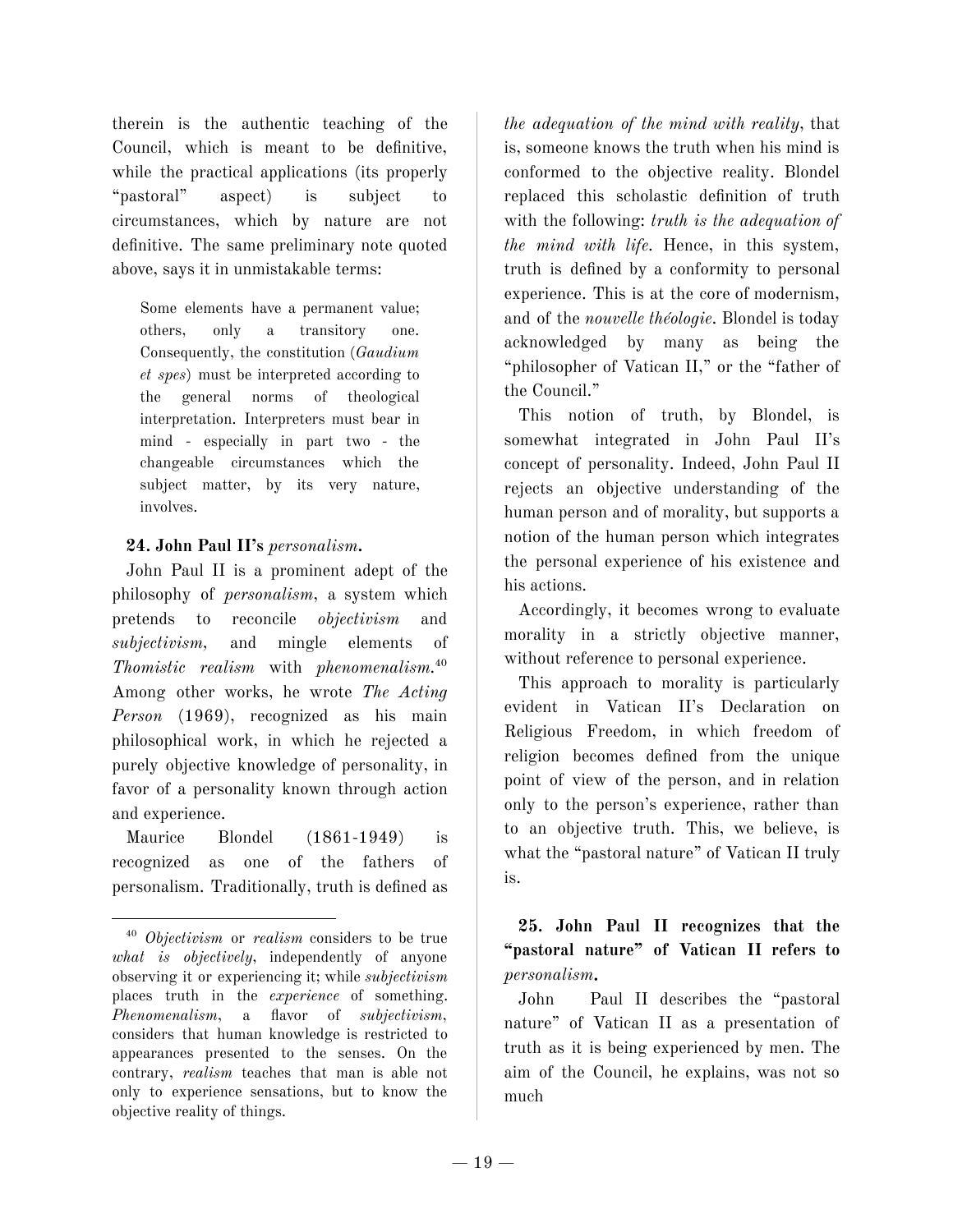therein is the authentic teaching of the Council, which is meant to be definitive, while the practical applications (its properly "pastoral" aspect) is subject to circumstances, which by nature are not definitive. The same preliminary note quoted above, says it in unmistakable terms:

> Some elements have a permanent value; others, only a transitory one. Consequently, the constitution (*Gaudium et spes*) must be interpreted according to the general norms of theological interpretation. Interpreters must bear in mind - especially in part two - the changeable circumstances which the subject matter, by its very nature, involves.

**24. John Paul II's *personalism*.**

John Paul II is a prominent adept of the philosophy of *personalism*, a system which pretends to reconcile *objectivism* and *subjectivism*, and mingle elements of *Thomistic realism* with *phenomenalism*.[40] Among other works, he wrote *The Acting Person* (1969), recognized as his main philosophical work, in which he rejected a purely objective knowledge of personality, in favor of a personality known through action and experience.

Maurice Blondel (1861-1949) is recognized as one of the fathers of personalism. Traditionally, truth is defined as *the adequation of the mind with reality*, that is, someone knows the truth when his mind is conformed to the objective reality. Blondel replaced this scholastic definition of truth with the following: *truth is the adequation of the mind with life*. Hence, in this system, truth is defined by a conformity to personal experience. This is at the core of modernism, and of the *nouvelle théologie*. Blondel is today acknowledged by many as being the "philosopher of Vatican II," or the "father of the Council."

This notion of truth, by Blondel, is somewhat integrated in John Paul II's concept of personality. Indeed, John Paul II rejects an objective understanding of the human person and of morality, but supports a notion of the human person which integrates the personal experience of his existence and his actions.

Accordingly, it becomes wrong to evaluate morality in a strictly objective manner, without reference to personal experience.

This approach to morality is particularly evident in Vatican II's Declaration on Religious Freedom, in which freedom of religion becomes defined from the unique point of view of the person, and in relation only to the person's experience, rather than to an objective truth. This, we believe, is what the "pastoral nature" of Vatican II truly is.

**25. John Paul II recognizes that the "pastoral nature" of Vatican II refers to *personalism*.**

John Paul II describes the "pastoral nature" of Vatican II as a presentation of truth as it is being experienced by men. The aim of the Council, he explains, was not so much

---

[40] *Objectivism* or *realism* considers to be true *what is objectively*, independently of anyone observing it or experiencing it; while *subjectivism* places truth in the *experience* of something. *Phenomenalism*, a flavor of *subjectivism*, considers that human knowledge is restricted to appearances presented to the senses. On the contrary, *realism* teaches that man is able not only to experience sensations, but to know the objective reality of things.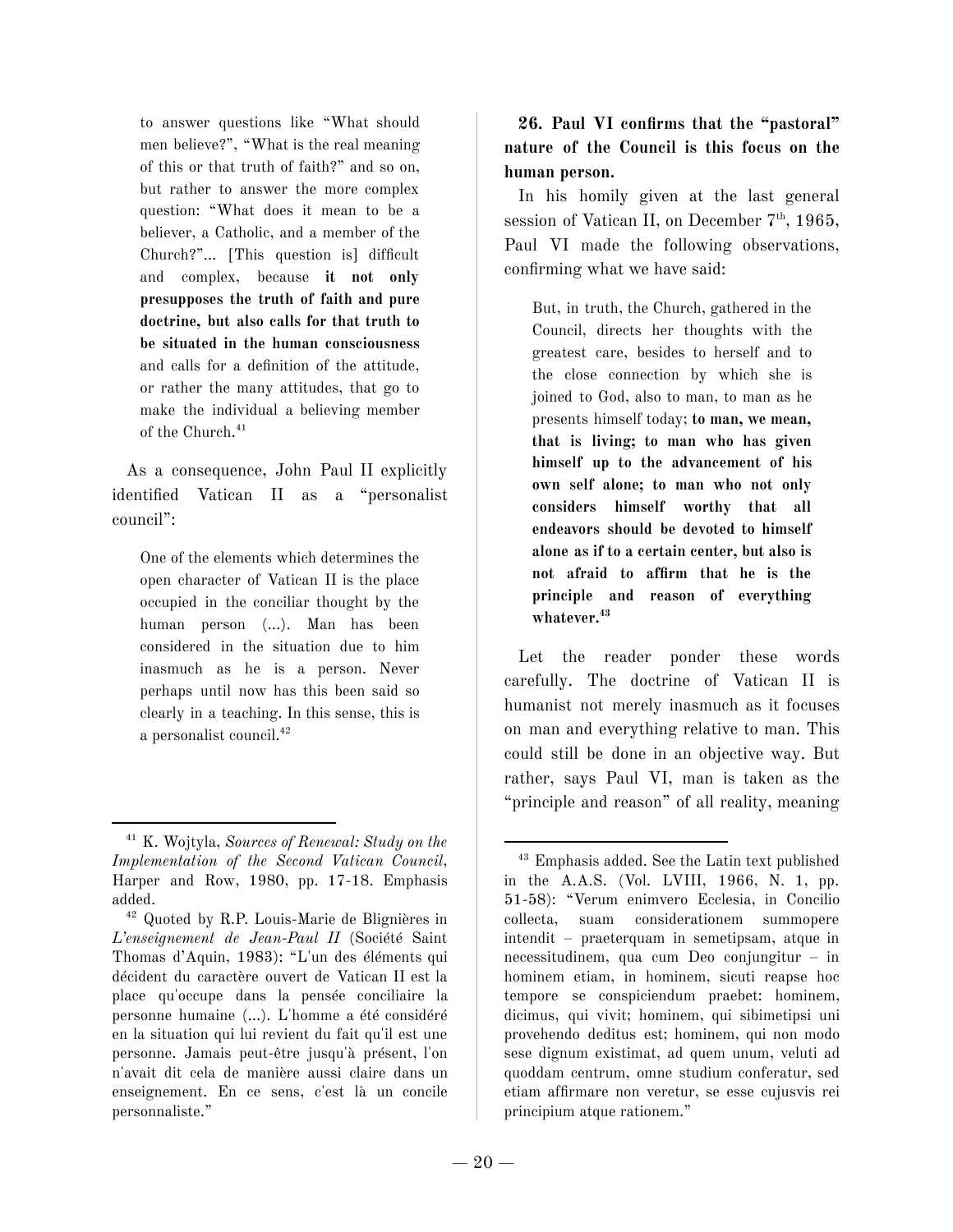> to answer questions like "What should men believe?", "What is the real meaning of this or that truth of faith?" and so on, but rather to answer the more complex question: "What does it mean to be a believer, a Catholic, and a member of the Church?"... [This question is] difficult and complex, because **it not only presupposes the truth of faith and pure doctrine, but also calls for that truth to be situated in the human consciousness** and calls for a definition of the attitude, or rather the many attitudes, that go to make the individual a believing member of the Church.[41]

As a consequence, John Paul II explicitly identified Vatican II as a "personalist council":

> One of the elements which determines the open character of Vatican II is the place occupied in the conciliar thought by the human person (...). Man has been considered in the situation due to him inasmuch as he is a person. Never perhaps until now has this been said so clearly in a teaching. In this sense, this is a personalist council.[42]

**26. Paul VI confirms that the "pastoral" nature of the Council is this focus on the human person.**

In his homily given at the last general session of Vatican II, on December 7th, 1965, Paul VI made the following observations, confirming what we have said:

> But, in truth, the Church, gathered in the Council, directs her thoughts with the greatest care, besides to herself and to the close connection by which she is joined to God, also to man, to man as he presents himself today; **to man, we mean, that is living; to man who has given himself up to the advancement of his own self alone; to man who not only considers himself worthy that all endeavors should be devoted to himself alone as if to a certain center, but also is not afraid to affirm that he is the principle and reason of everything whatever.**[43]

Let the reader ponder these words carefully. The doctrine of Vatican II is humanist not merely inasmuch as it focuses on man and everything relative to man. This could still be done in an objective way. But rather, says Paul VI, man is taken as the "principle and reason" of all reality, meaning

---

[41] K. Wojtyla, *Sources of Renewal: Study on the Implementation of the Second Vatican Council*, Harper and Row, 1980, pp. 17-18. Emphasis added.

[42] Quoted by R.P. Louis-Marie de Blignières in *L'enseignement de Jean-Paul II* (Société Saint Thomas d'Aquin, 1983): "L'un des éléments qui décident du caractère ouvert de Vatican II est la place qu'occupe dans la pensée conciliaire la personne humaine (...). L'homme a été considéré en la situation qui lui revient du fait qu'il est une personne. Jamais peut-être jusqu'à présent, l'on n'avait dit cela de manière aussi claire dans un enseignement. En ce sens, c'est là un concile personnaliste."

[43] Emphasis added. See the Latin text published in the A.A.S. (Vol. LVIII, 1966, N. 1, pp. 51-58): "Verum enimvero Ecclesia, in Concilio collecta, suam considerationem summopere intendit – praeterquam in semetipsam, atque in necessitudinem, qua cum Deo conjungitur – in hominem etiam, in hominem, sicuti reapse hoc tempore se conspiciendum praebet: hominem, dicimus, qui vivit; hominem, qui sibimetipsi uni provehendo deditus est; hominem, qui non modo sese dignum existimat, ad quem unum, veluti ad quoddam centrum, omne studium conferatur, sed etiam affirmare non veretur, se esse cujusvis rei principium atque rationem."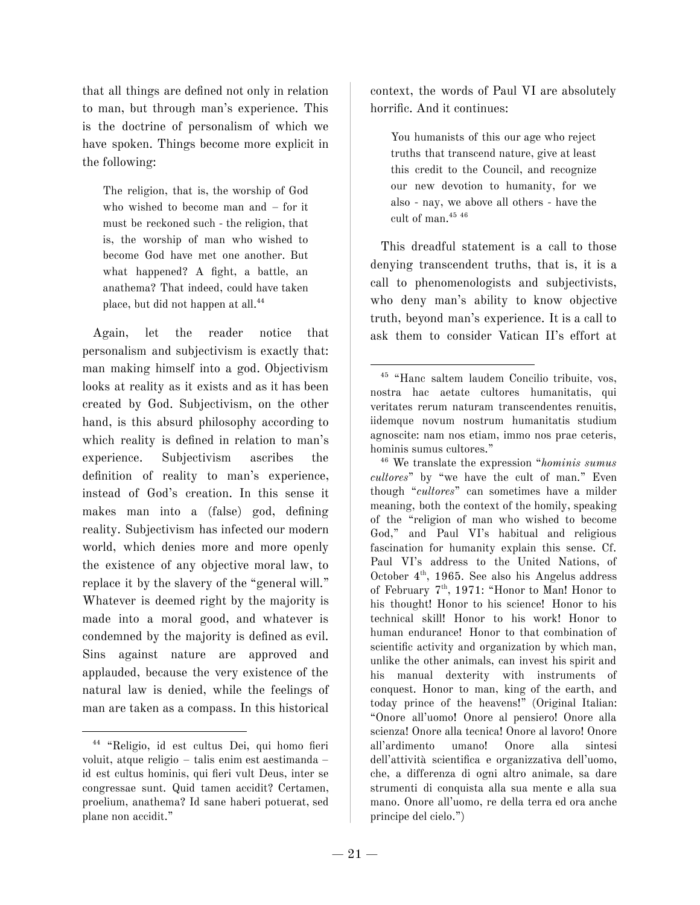that all things are defined not only in relation to man, but through man's experience. This is the doctrine of personalism of which we have spoken. Things become more explicit in the following:

> The religion, that is, the worship of God who wished to become man and – for it must be reckoned such - the religion, that is, the worship of man who wished to become God have met one another. But what happened? A fight, a battle, an anathema? That indeed, could have taken place, but did not happen at all.[44]

Again, let the reader notice that personalism and subjectivism is exactly that: man making himself into a god. Objectivism looks at reality as it exists and as it has been created by God. Subjectivism, on the other hand, is this absurd philosophy according to which reality is defined in relation to man's experience. Subjectivism ascribes the definition of reality to man's experience, instead of God's creation. In this sense it makes man into a (false) god, defining reality. Subjectivism has infected our modern world, which denies more and more openly the existence of any objective moral law, to replace it by the slavery of the "general will." Whatever is deemed right by the majority is made into a moral good, and whatever is condemned by the majority is defined as evil. Sins against nature are approved and applauded, because the very existence of the natural law is denied, while the feelings of man are taken as a compass. In this historical context, the words of Paul VI are absolutely horrific. And it continues:

> You humanists of this our age who reject truths that transcend nature, give at least this credit to the Council, and recognize our new devotion to humanity, for we also - nay, we above all others - have the cult of man.[45] [46]

This dreadful statement is a call to those denying transcendent truths, that is, it is a call to phenomenologists and subjectivists, who deny man's ability to know objective truth, beyond man's experience. It is a call to ask them to consider Vatican II's effort at

---

[44] "Religio, id est cultus Dei, qui homo fieri voluit, atque religio – talis enim est aestimanda – id est cultus hominis, qui fieri vult Deus, inter se congressae sunt. Quid tamen accidit? Certamen, proelium, anathema? Id sane haberi potuerat, sed plane non accidit."

[45] "Hanc saltem laudem Concilio tribuite, vos, nostra hac aetate cultores humanitatis, qui veritates rerum naturam transcendentes renuitis, iidemque novum nostrum humanitatis studium agnoscite: nam nos etiam, immo nos prae ceteris, hominis sumus cultores."

[46] We translate the expression "*hominis sumus cultores*" by "we have the cult of man." Even though "*cultores*" can sometimes have a milder meaning, both the context of the homily, speaking of the "religion of man who wished to become God," and Paul VI's habitual and religious fascination for humanity explain this sense. Cf. Paul VI's address to the United Nations, of October 4th, 1965. See also his Angelus address of February 7th, 1971: "Honor to Man! Honor to his thought! Honor to his science! Honor to his technical skill! Honor to his work! Honor to human endurance! Honor to that combination of scientific activity and organization by which man, unlike the other animals, can invest his spirit and his manual dexterity with instruments of conquest. Honor to man, king of the earth, and today prince of the heavens!" (Original Italian: "Onore all'uomo! Onore al pensiero! Onore alla scienza! Onore alla tecnica! Onore al lavoro! Onore all'ardimento umano! Onore alla sintesi dell'attività scientifica e organizzativa dell'uomo, che, a differenza di ogni altro animale, sa dare strumenti di conquista alla sua mente e alla sua mano. Onore all'uomo, re della terra ed ora anche principe del cielo.")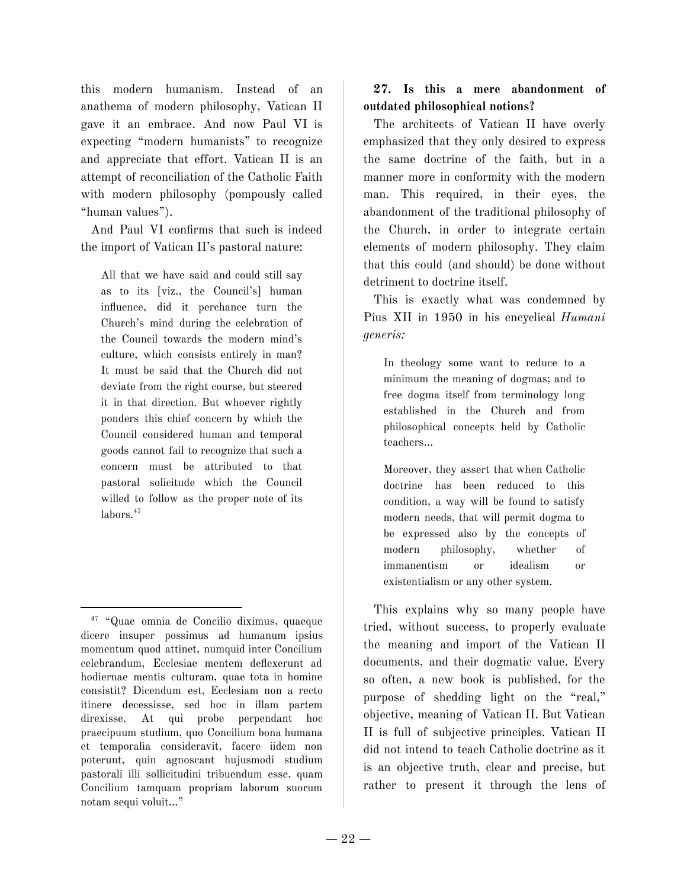this modern humanism. Instead of an anathema of modern philosophy, Vatican II gave it an embrace. And now Paul VI is expecting "modern humanists" to recognize and appreciate that effort. Vatican II is an attempt of reconciliation of the Catholic Faith with modern philosophy (pompously called "human values").

And Paul VI confirms that such is indeed the import of Vatican II's pastoral nature:

> All that we have said and could still say as to its [viz., the Council's] human influence, did it perchance turn the Church's mind during the celebration of the Council towards the modern mind's culture, which consists entirely in man? It must be said that the Church did not deviate from the right course, but steered it in that direction. But whoever rightly ponders this chief concern by which the Council considered human and temporal goods cannot fail to recognize that such a concern must be attributed to that pastoral solicitude which the Council willed to follow as the proper note of its labors.[47]

**27. Is this a mere abandonment of outdated philosophical notions?**

The architects of Vatican II have overly emphasized that they only desired to express the same doctrine of the faith, but in a manner more in conformity with the modern man. This required, in their eyes, the abandonment of the traditional philosophy of the Church, in order to integrate certain elements of modern philosophy. They claim that this could (and should) be done without detriment to doctrine itself.

This is exactly what was condemned by Pius XII in 1950 in his encyclical *Humani generis:*

> In theology some want to reduce to a minimum the meaning of dogmas; and to free dogma itself from terminology long established in the Church and from philosophical concepts held by Catholic teachers...
>
> Moreover, they assert that when Catholic doctrine has been reduced to this condition, a way will be found to satisfy modern needs, that will permit dogma to be expressed also by the concepts of modern philosophy, whether of immanentism or idealism or existentialism or any other system.

This explains why so many people have tried, without success, to properly evaluate the meaning and import of the Vatican II documents, and their dogmatic value. Every so often, a new book is published, for the purpose of shedding light on the "real," objective, meaning of Vatican II. But Vatican II is full of subjective principles. Vatican II did not intend to teach Catholic doctrine as it is an objective truth, clear and precise, but rather to present it through the lens of

---

[47] "Quae omnia de Concilio diximus, quaeque dicere insuper possimus ad humanum ipsius momentum quod attinet, numquid inter Concilium celebrandum, Ecclesiae mentem deflexerunt ad hodiernae mentis culturam, quae tota in homine consistit? Dicendum est, Ecclesiam non a recto itinere decessisse, sed hoc in illam partem direxisse. At qui probe perpendant hoc praecipuum studium, quo Concilium bona humana et temporalia consideravit, facere iidem non poterunt, quin agnoscant hujusmodi studium pastorali illi sollicitudini tribuendum esse, quam Concilium tamquam propriam laborum suorum notam sequi voluit..."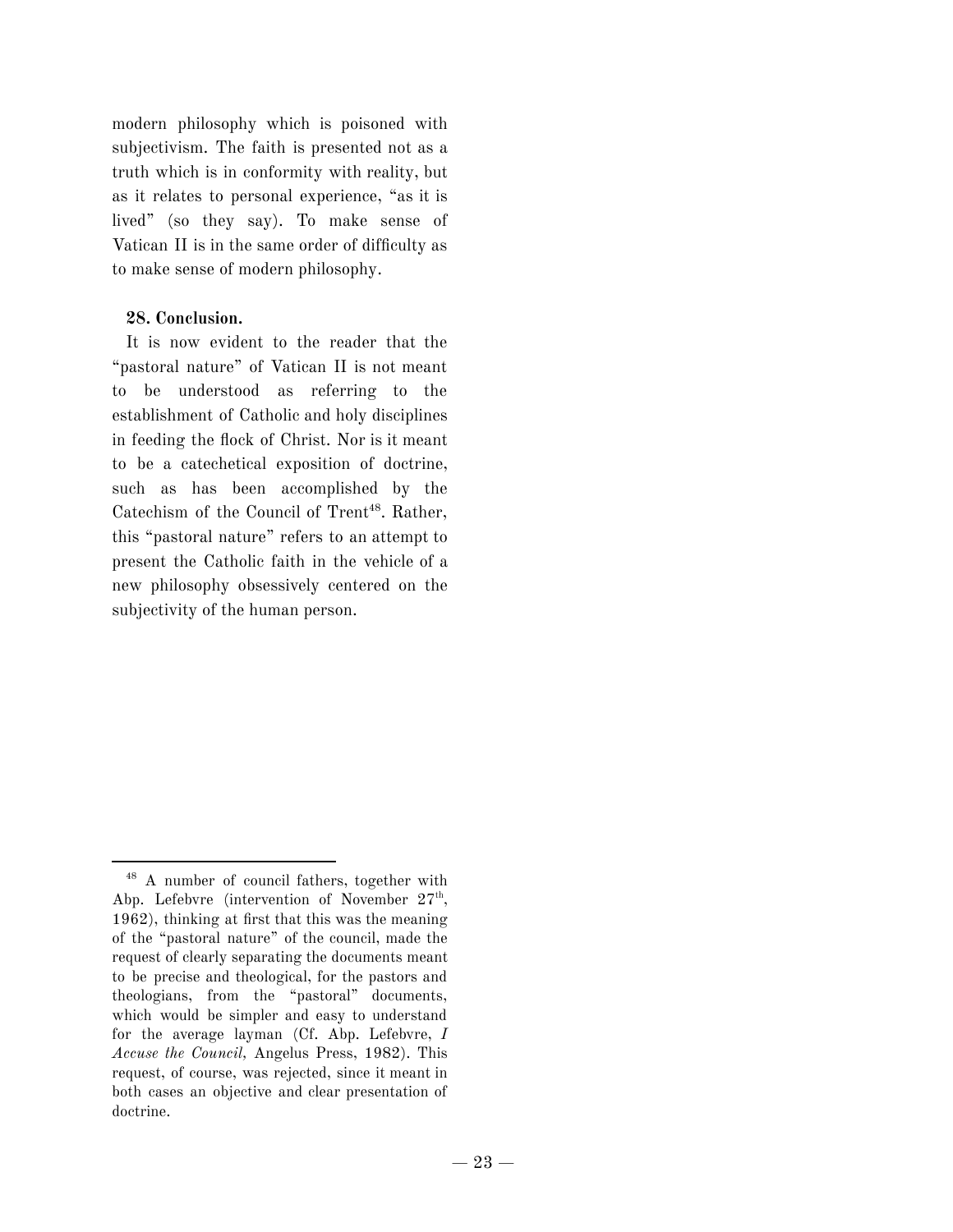modern philosophy which is poisoned with subjectivism. The faith is presented not as a truth which is in conformity with reality, but as it relates to personal experience, "as it is lived" (so they say). To make sense of Vatican II is in the same order of difficulty as to make sense of modern philosophy.

**28. Conclusion.**

It is now evident to the reader that the "pastoral nature" of Vatican II is not meant to be understood as referring to the establishment of Catholic and holy disciplines in feeding the flock of Christ. Nor is it meant to be a catechetical exposition of doctrine, such as has been accomplished by the Catechism of the Council of Trent[48]. Rather, this "pastoral nature" refers to an attempt to present the Catholic faith in the vehicle of a new philosophy obsessively centered on the subjectivity of the human person.

---

[48] A number of council fathers, together with Abp. Lefebvre (intervention of November 27th, 1962), thinking at first that this was the meaning of the "pastoral nature" of the council, made the request of clearly separating the documents meant to be precise and theological, for the pastors and theologians, from the "pastoral" documents, which would be simpler and easy to understand for the average layman (Cf. Abp. Lefebvre, *I Accuse the Council*, Angelus Press, 1982). This request, of course, was rejected, since it meant in both cases an objective and clear presentation of doctrine.